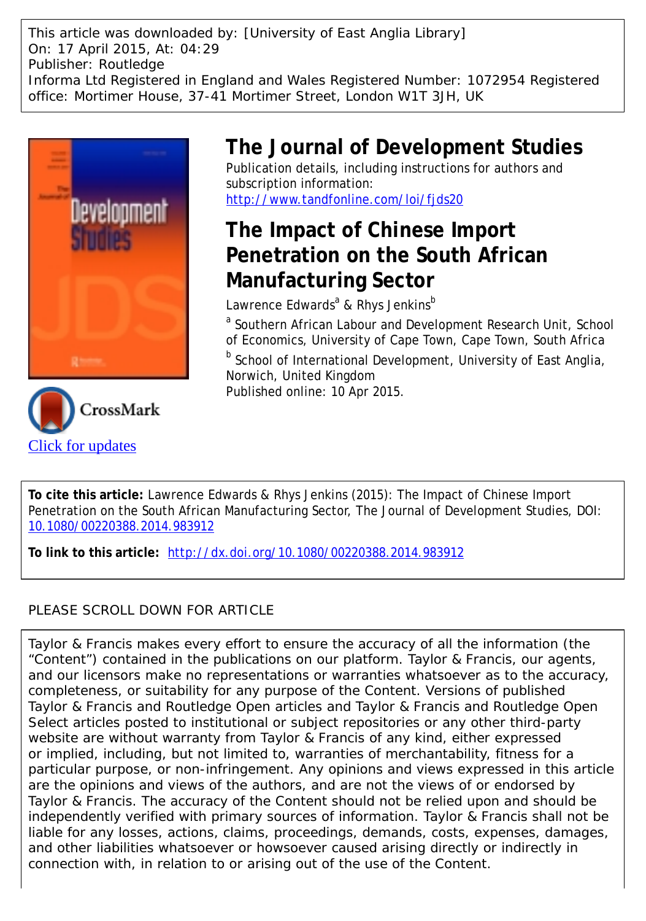This article was downloaded by: [University of East Anglia Library]
On: 17 April 2015, At: 04:29
Publisher: Routledge
Informa Ltd Registered in England and Wales Registered Number: 1072954 Registered office: Mortimer House, 37-41 Mortimer Street, London W1T 3JH, UK

# The Journal of Development Studies

Publication details, including instructions for authors and subscription information:
http://www.tandfonline.com/loi/fjds20

# The Impact of Chinese Import Penetration on the South African Manufacturing Sector

Lawrence Edwards[a] & Rhys Jenkins[b]

[a] Southern African Labour and Development Research Unit, School of Economics, University of Cape Town, Cape Town, South Africa

[b] School of International Development, University of East Anglia, Norwich, United Kingdom

Published online: 10 Apr 2015.

Click for updates

**To cite this article:** Lawrence Edwards & Rhys Jenkins (2015): The Impact of Chinese Import Penetration on the South African Manufacturing Sector, The Journal of Development Studies, DOI: 10.1080/00220388.2014.983912

**To link to this article:** http://dx.doi.org/10.1080/00220388.2014.983912

PLEASE SCROLL DOWN FOR ARTICLE

Taylor & Francis makes every effort to ensure the accuracy of all the information (the "Content") contained in the publications on our platform. Taylor & Francis, our agents, and our licensors make no representations or warranties whatsoever as to the accuracy, completeness, or suitability for any purpose of the Content. Versions of published Taylor & Francis and Routledge Open articles and Taylor & Francis and Routledge Open Select articles posted to institutional or subject repositories or any other third-party website are without warranty from Taylor & Francis of any kind, either expressed or implied, including, but not limited to, warranties of merchantability, fitness for a particular purpose, or non-infringement. Any opinions and views expressed in this article are the opinions and views of the authors, and are not the views of or endorsed by Taylor & Francis. The accuracy of the Content should not be relied upon and should be independently verified with primary sources of information. Taylor & Francis shall not be liable for any losses, actions, claims, proceedings, demands, costs, expenses, damages, and other liabilities whatsoever or howsoever caused arising directly or indirectly in connection with, in relation to or arising out of the use of the Content.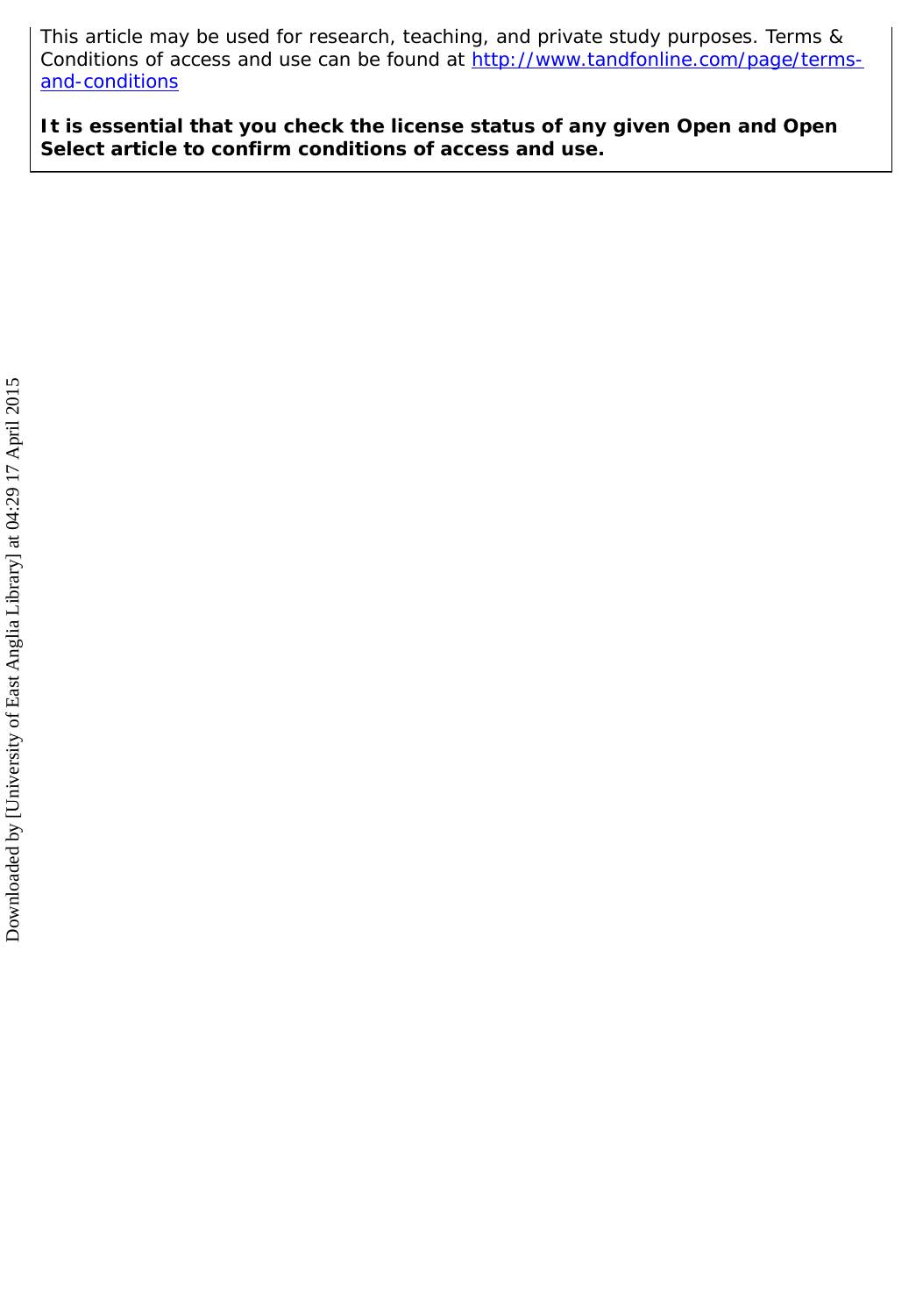This article may be used for research, teaching, and private study purposes. Terms & Conditions of access and use can be found at [http://www.tandfonline.com/page/terms-and-conditions](http://www.tandfonline.com/page/terms-and-conditions)

**It is essential that you check the license status of any given Open and Open Select article to confirm conditions of access and use.**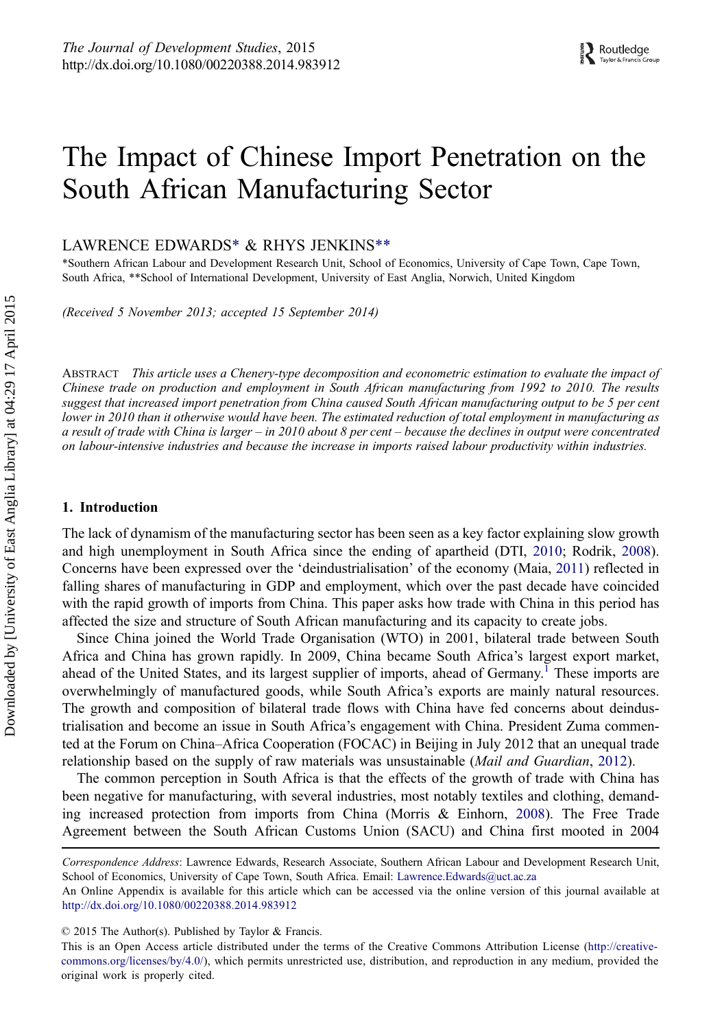# The Impact of Chinese Import Penetration on the South African Manufacturing Sector

LAWRENCE EDWARDS* & RHYS JENKINS**

*Southern African Labour and Development Research Unit, School of Economics, University of Cape Town, Cape Town, South Africa, **School of International Development, University of East Anglia, Norwich, United Kingdom

*(Received 5 November 2013; accepted 15 September 2014)*

ABSTRACT *This article uses a Chenery-type decomposition and econometric estimation to evaluate the impact of Chinese trade on production and employment in South African manufacturing from 1992 to 2010. The results suggest that increased import penetration from China caused South African manufacturing output to be 5 per cent lower in 2010 than it otherwise would have been. The estimated reduction of total employment in manufacturing as a result of trade with China is larger – in 2010 about 8 per cent – because the declines in output were concentrated on labour-intensive industries and because the increase in imports raised labour productivity within industries.*

## 1. Introduction

The lack of dynamism of the manufacturing sector has been seen as a key factor explaining slow growth and high unemployment in South Africa since the ending of apartheid (DTI, 2010; Rodrik, 2008). Concerns have been expressed over the 'deindustrialisation' of the economy (Maia, 2011) reflected in falling shares of manufacturing in GDP and employment, which over the past decade have coincided with the rapid growth of imports from China. This paper asks how trade with China in this period has affected the size and structure of South African manufacturing and its capacity to create jobs.

Since China joined the World Trade Organisation (WTO) in 2001, bilateral trade between South Africa and China has grown rapidly. In 2009, China became South Africa's largest export market, ahead of the United States, and its largest supplier of imports, ahead of Germany.[1] These imports are overwhelmingly of manufactured goods, while South Africa's exports are mainly natural resources. The growth and composition of bilateral trade flows with China have fed concerns about deindustrialisation and become an issue in South Africa's engagement with China. President Zuma commented at the Forum on China–Africa Cooperation (FOCAC) in Beijing in July 2012 that an unequal trade relationship based on the supply of raw materials was unsustainable (*Mail and Guardian*, 2012).

The common perception in South Africa is that the effects of the growth of trade with China has been negative for manufacturing, with several industries, most notably textiles and clothing, demanding increased protection from imports from China (Morris & Einhorn, 2008). The Free Trade Agreement between the South African Customs Union (SACU) and China first mooted in 2004

---

*Correspondence Address*: Lawrence Edwards, Research Associate, Southern African Labour and Development Research Unit, School of Economics, University of Cape Town, South Africa. Email: Lawrence.Edwards@uct.ac.za

An Online Appendix is available for this article which can be accessed via the online version of this journal available at http://dx.doi.org/10.1080/00220388.2014.983912

© 2015 The Author(s). Published by Taylor & Francis.

This is an Open Access article distributed under the terms of the Creative Commons Attribution License (http://creativecommons.org/licenses/by/4.0/), which permits unrestricted use, distribution, and reproduction in any medium, provided the original work is properly cited.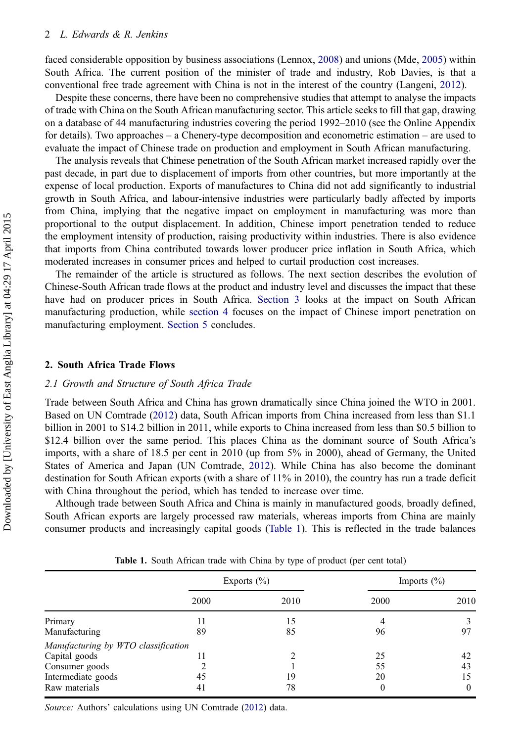faced considerable opposition by business associations (Lennox, 2008) and unions (Mde, 2005) within South Africa. The current position of the minister of trade and industry, Rob Davies, is that a conventional free trade agreement with China is not in the interest of the country (Langeni, 2012).

Despite these concerns, there have been no comprehensive studies that attempt to analyse the impacts of trade with China on the South African manufacturing sector. This article seeks to fill that gap, drawing on a database of 44 manufacturing industries covering the period 1992–2010 (see the Online Appendix for details). Two approaches – a Chenery-type decomposition and econometric estimation – are used to evaluate the impact of Chinese trade on production and employment in South African manufacturing.

The analysis reveals that Chinese penetration of the South African market increased rapidly over the past decade, in part due to displacement of imports from other countries, but more importantly at the expense of local production. Exports of manufactures to China did not add significantly to industrial growth in South Africa, and labour-intensive industries were particularly badly affected by imports from China, implying that the negative impact on employment in manufacturing was more than proportional to the output displacement. In addition, Chinese import penetration tended to reduce the employment intensity of production, raising productivity within industries. There is also evidence that imports from China contributed towards lower producer price inflation in South Africa, which moderated increases in consumer prices and helped to curtail production cost increases.

The remainder of the article is structured as follows. The next section describes the evolution of Chinese-South African trade flows at the product and industry level and discusses the impact that these have had on producer prices in South Africa. Section 3 looks at the impact on South African manufacturing production, while section 4 focuses on the impact of Chinese import penetration on manufacturing employment. Section 5 concludes.

## 2. South Africa Trade Flows

### 2.1 Growth and Structure of South Africa Trade

Trade between South Africa and China has grown dramatically since China joined the WTO in 2001. Based on UN Comtrade (2012) data, South African imports from China increased from less than \$1.1 billion in 2001 to \$14.2 billion in 2011, while exports to China increased from less than \$0.5 billion to \$12.4 billion over the same period. This places China as the dominant source of South Africa's imports, with a share of 18.5 per cent in 2010 (up from 5% in 2000), ahead of Germany, the United States of America and Japan (UN Comtrade, 2012). While China has also become the dominant destination for South African exports (with a share of 11% in 2010), the country has run a trade deficit with China throughout the period, which has tended to increase over time.

Although trade between South Africa and China is mainly in manufactured goods, broadly defined, South African exports are largely processed raw materials, whereas imports from China are mainly consumer products and increasingly capital goods (Table 1). This is reflected in the trade balances

**Table 1.** South African trade with China by type of product (per cent total)

| | Exports (%) | | Imports (%) | |
|---|---|---|---|---|
| | 2000 | 2010 | 2000 | 2010 |
| Primary | 11 | 15 | 4 | 3 |
| Manufacturing | 89 | 85 | 96 | 97 |
| *Manufacturing by WTO classification* | | | | |
| Capital goods | 11 | 2 | 25 | 42 |
| Consumer goods | 2 | 1 | 55 | 43 |
| Intermediate goods | 45 | 19 | 20 | 15 |
| Raw materials | 41 | 78 | 0 | 0 |

*Source:* Authors' calculations using UN Comtrade (2012) data.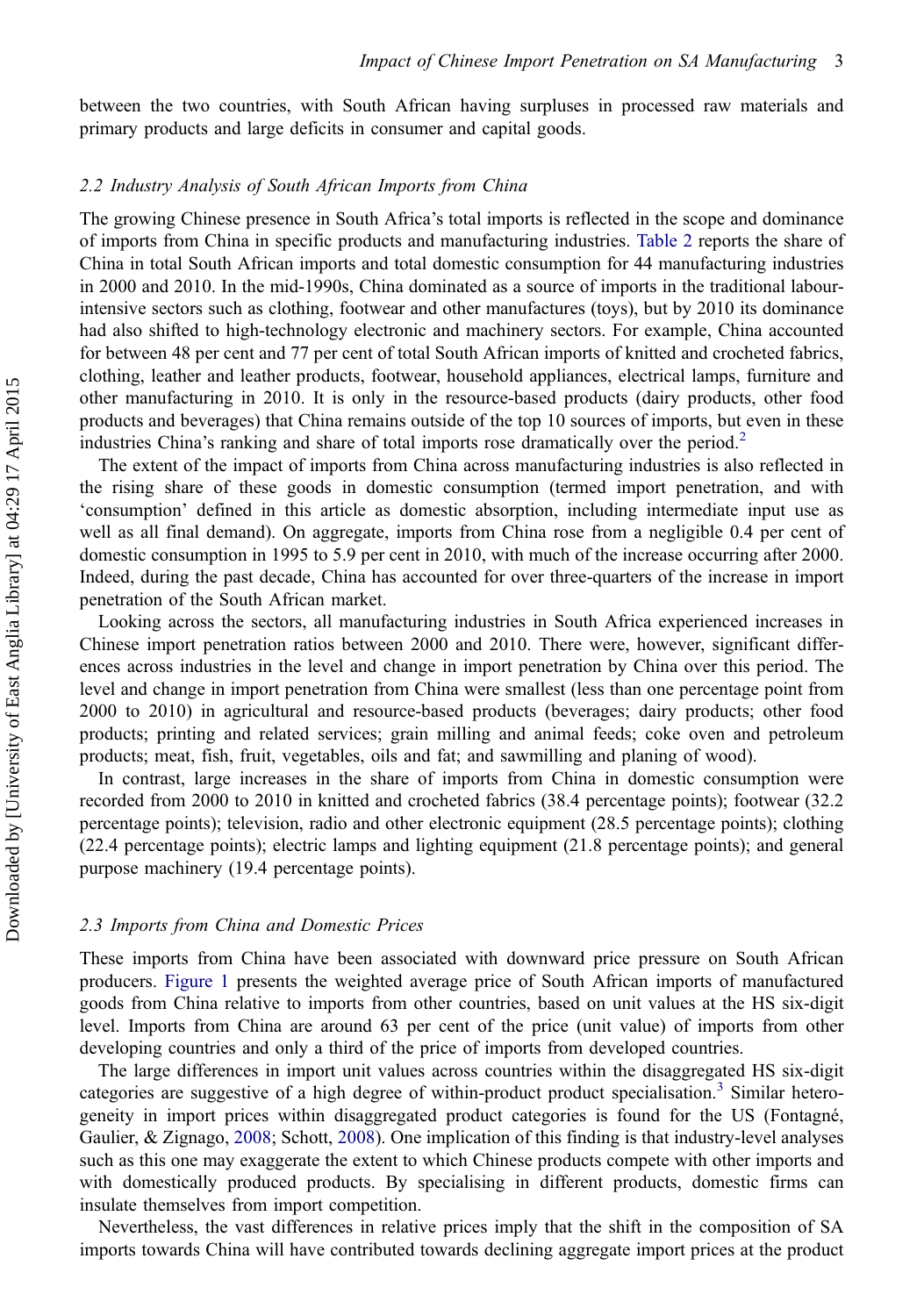between the two countries, with South African having surpluses in processed raw materials and primary products and large deficits in consumer and capital goods.

### 2.2 Industry Analysis of South African Imports from China

The growing Chinese presence in South Africa's total imports is reflected in the scope and dominance of imports from China in specific products and manufacturing industries. Table 2 reports the share of China in total South African imports and total domestic consumption for 44 manufacturing industries in 2000 and 2010. In the mid-1990s, China dominated as a source of imports in the traditional labour-intensive sectors such as clothing, footwear and other manufactures (toys), but by 2010 its dominance had also shifted to high-technology electronic and machinery sectors. For example, China accounted for between 48 per cent and 77 per cent of total South African imports of knitted and crocheted fabrics, clothing, leather and leather products, footwear, household appliances, electrical lamps, furniture and other manufacturing in 2010. It is only in the resource-based products (dairy products, other food products and beverages) that China remains outside of the top 10 sources of imports, but even in these industries China's ranking and share of total imports rose dramatically over the period.[2]

The extent of the impact of imports from China across manufacturing industries is also reflected in the rising share of these goods in domestic consumption (termed import penetration, and with 'consumption' defined in this article as domestic absorption, including intermediate input use as well as all final demand). On aggregate, imports from China rose from a negligible 0.4 per cent of domestic consumption in 1995 to 5.9 per cent in 2010, with much of the increase occurring after 2000. Indeed, during the past decade, China has accounted for over three-quarters of the increase in import penetration of the South African market.

Looking across the sectors, all manufacturing industries in South Africa experienced increases in Chinese import penetration ratios between 2000 and 2010. There were, however, significant differences across industries in the level and change in import penetration by China over this period. The level and change in import penetration from China were smallest (less than one percentage point from 2000 to 2010) in agricultural and resource-based products (beverages; dairy products; other food products; printing and related services; grain milling and animal feeds; coke oven and petroleum products; meat, fish, fruit, vegetables, oils and fat; and sawmilling and planing of wood).

In contrast, large increases in the share of imports from China in domestic consumption were recorded from 2000 to 2010 in knitted and crocheted fabrics (38.4 percentage points); footwear (32.2 percentage points); television, radio and other electronic equipment (28.5 percentage points); clothing (22.4 percentage points); electric lamps and lighting equipment (21.8 percentage points); and general purpose machinery (19.4 percentage points).

### 2.3 Imports from China and Domestic Prices

These imports from China have been associated with downward price pressure on South African producers. Figure 1 presents the weighted average price of South African imports of manufactured goods from China relative to imports from other countries, based on unit values at the HS six-digit level. Imports from China are around 63 per cent of the price (unit value) of imports from other developing countries and only a third of the price of imports from developed countries.

The large differences in import unit values across countries within the disaggregated HS six-digit categories are suggestive of a high degree of within-product product specialisation.[3] Similar heterogeneity in import prices within disaggregated product categories is found for the US (Fontagné, Gaulier, & Zignago, 2008; Schott, 2008). One implication of this finding is that industry-level analyses such as this one may exaggerate the extent to which Chinese products compete with other imports and with domestically produced products. By specialising in different products, domestic firms can insulate themselves from import competition.

Nevertheless, the vast differences in relative prices imply that the shift in the composition of SA imports towards China will have contributed towards declining aggregate import prices at the product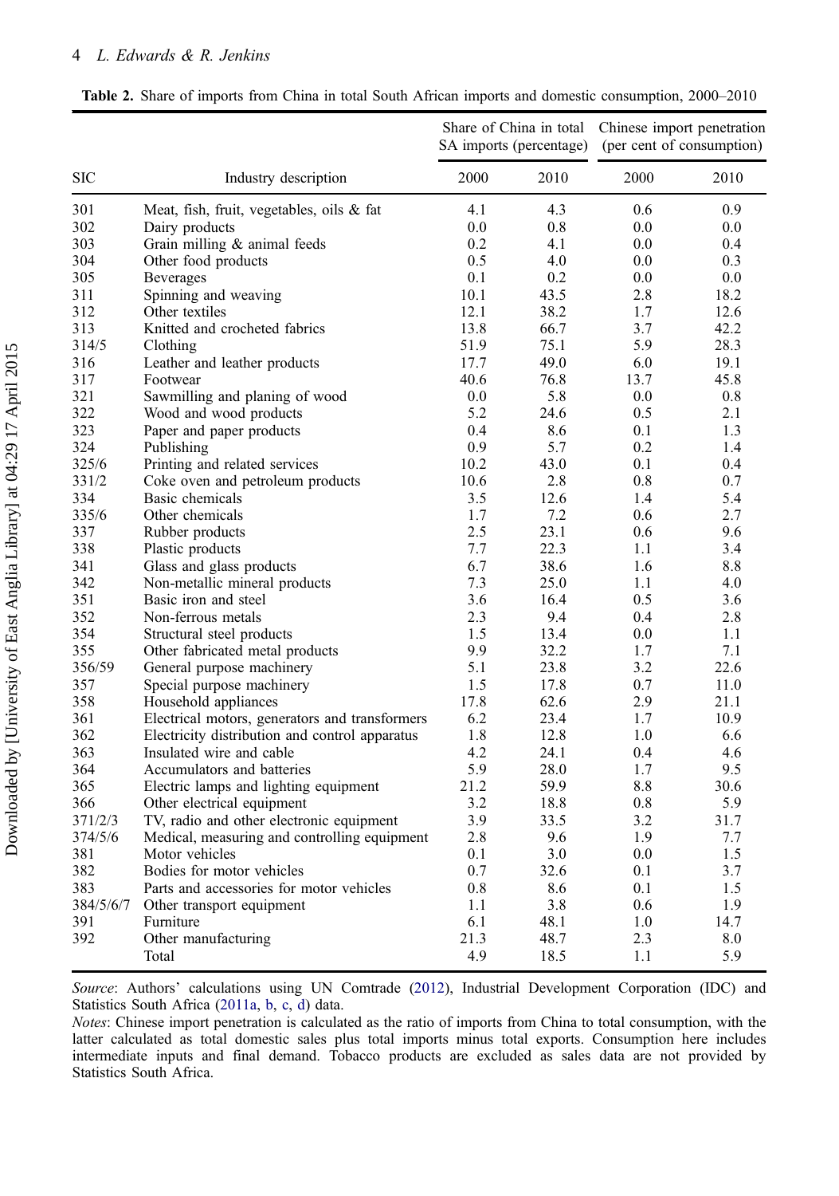**Table 2.** Share of imports from China in total South African imports and domestic consumption, 2000–2010

| SIC | Industry description | Share of China in total SA imports (percentage) | | Chinese import penetration (per cent of consumption) | |
|---|---|---|---|---|---|
| | | 2000 | 2010 | 2000 | 2010 |
| 301 | Meat, fish, fruit, vegetables, oils & fat | 4.1 | 4.3 | 0.6 | 0.9 |
| 302 | Dairy products | 0.0 | 0.8 | 0.0 | 0.0 |
| 303 | Grain milling & animal feeds | 0.2 | 4.1 | 0.0 | 0.4 |
| 304 | Other food products | 0.5 | 4.0 | 0.0 | 0.3 |
| 305 | Beverages | 0.1 | 0.2 | 0.0 | 0.0 |
| 311 | Spinning and weaving | 10.1 | 43.5 | 2.8 | 18.2 |
| 312 | Other textiles | 12.1 | 38.2 | 1.7 | 12.6 |
| 313 | Knitted and crocheted fabrics | 13.8 | 66.7 | 3.7 | 42.2 |
| 314/5 | Clothing | 51.9 | 75.1 | 5.9 | 28.3 |
| 316 | Leather and leather products | 17.7 | 49.0 | 6.0 | 19.1 |
| 317 | Footwear | 40.6 | 76.8 | 13.7 | 45.8 |
| 321 | Sawmilling and planing of wood | 0.0 | 5.8 | 0.0 | 0.8 |
| 322 | Wood and wood products | 5.2 | 24.6 | 0.5 | 2.1 |
| 323 | Paper and paper products | 0.4 | 8.6 | 0.1 | 1.3 |
| 324 | Publishing | 0.9 | 5.7 | 0.2 | 1.4 |
| 325/6 | Printing and related services | 10.2 | 43.0 | 0.1 | 0.4 |
| 331/2 | Coke oven and petroleum products | 10.6 | 2.8 | 0.8 | 0.7 |
| 334 | Basic chemicals | 3.5 | 12.6 | 1.4 | 5.4 |
| 335/6 | Other chemicals | 1.7 | 7.2 | 0.6 | 2.7 |
| 337 | Rubber products | 2.5 | 23.1 | 0.6 | 9.6 |
| 338 | Plastic products | 7.7 | 22.3 | 1.1 | 3.4 |
| 341 | Glass and glass products | 6.7 | 38.6 | 1.6 | 8.8 |
| 342 | Non-metallic mineral products | 7.3 | 25.0 | 1.1 | 4.0 |
| 351 | Basic iron and steel | 3.6 | 16.4 | 0.5 | 3.6 |
| 352 | Non-ferrous metals | 2.3 | 9.4 | 0.4 | 2.8 |
| 354 | Structural steel products | 1.5 | 13.4 | 0.0 | 1.1 |
| 355 | Other fabricated metal products | 9.9 | 32.2 | 1.7 | 7.1 |
| 356/59 | General purpose machinery | 5.1 | 23.8 | 3.2 | 22.6 |
| 357 | Special purpose machinery | 1.5 | 17.8 | 0.7 | 11.0 |
| 358 | Household appliances | 17.8 | 62.6 | 2.9 | 21.1 |
| 361 | Electrical motors, generators and transformers | 6.2 | 23.4 | 1.7 | 10.9 |
| 362 | Electricity distribution and control apparatus | 1.8 | 12.8 | 1.0 | 6.6 |
| 363 | Insulated wire and cable | 4.2 | 24.1 | 0.4 | 4.6 |
| 364 | Accumulators and batteries | 5.9 | 28.0 | 1.7 | 9.5 |
| 365 | Electric lamps and lighting equipment | 21.2 | 59.9 | 8.8 | 30.6 |
| 366 | Other electrical equipment | 3.2 | 18.8 | 0.8 | 5.9 |
| 371/2/3 | TV, radio and other electronic equipment | 3.9 | 33.5 | 3.2 | 31.7 |
| 374/5/6 | Medical, measuring and controlling equipment | 2.8 | 9.6 | 1.9 | 7.7 |
| 381 | Motor vehicles | 0.1 | 3.0 | 0.0 | 1.5 |
| 382 | Bodies for motor vehicles | 0.7 | 32.6 | 0.1 | 3.7 |
| 383 | Parts and accessories for motor vehicles | 0.8 | 8.6 | 0.1 | 1.5 |
| 384/5/6/7 | Other transport equipment | 1.1 | 3.8 | 0.6 | 1.9 |
| 391 | Furniture | 6.1 | 48.1 | 1.0 | 14.7 |
| 392 | Other manufacturing | 21.3 | 48.7 | 2.3 | 8.0 |
| | Total | 4.9 | 18.5 | 1.1 | 5.9 |

*Source*: Authors' calculations using UN Comtrade (2012), Industrial Development Corporation (IDC) and Statistics South Africa (2011a, b, c, d) data.

*Notes*: Chinese import penetration is calculated as the ratio of imports from China to total consumption, with the latter calculated as total domestic sales plus total imports minus total exports. Consumption here includes intermediate inputs and final demand. Tobacco products are excluded as sales data are not provided by Statistics South Africa.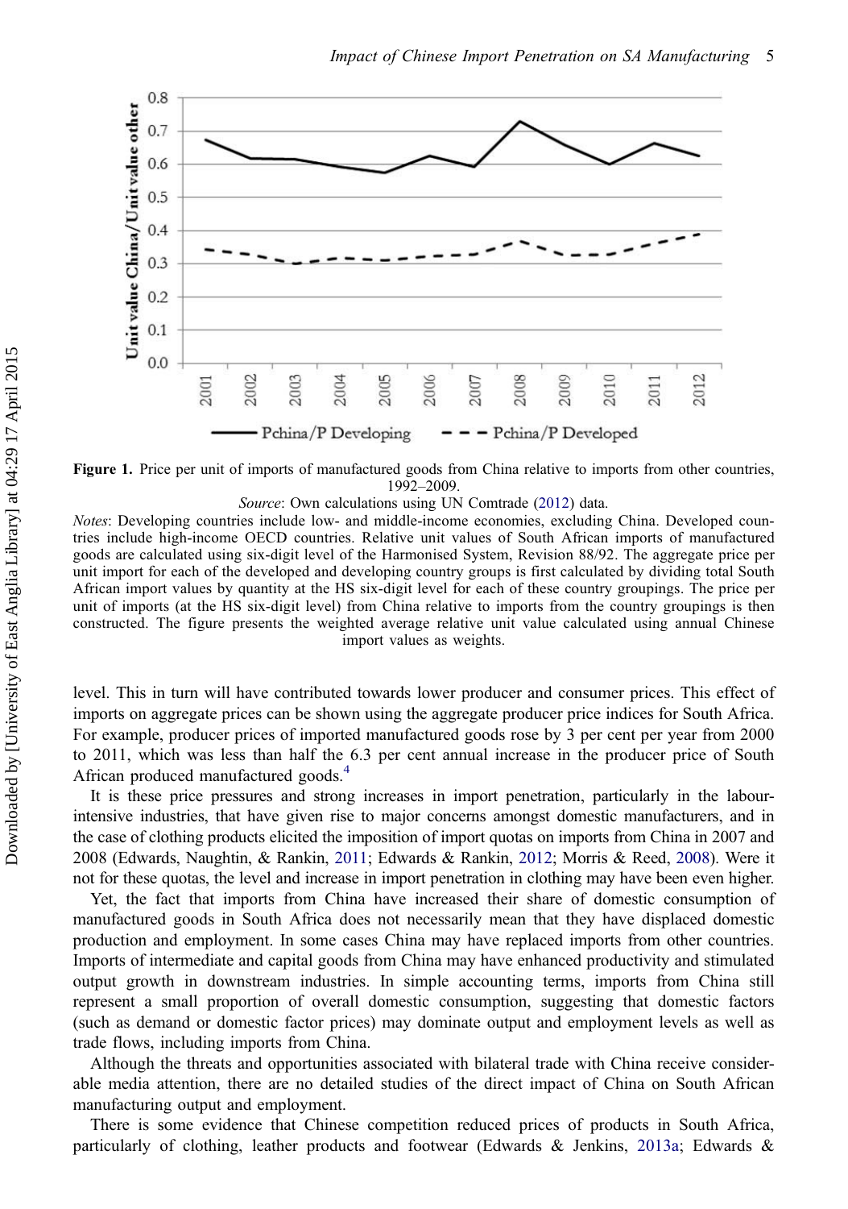**Figure 1.** Price per unit of imports of manufactured goods from China relative to imports from other countries, 1992–2009.

*Source*: Own calculations using UN Comtrade (2012) data.

*Notes*: Developing countries include low- and middle-income economies, excluding China. Developed countries include high-income OECD countries. Relative unit values of South African imports of manufactured goods are calculated using six-digit level of the Harmonised System, Revision 88/92. The aggregate price per unit import for each of the developed and developing country groups is first calculated by dividing total South African import values by quantity at the HS six-digit level for each of these country groupings. The price per unit of imports (at the HS six-digit level) from China relative to imports from the country groupings is then constructed. The figure presents the weighted average relative unit value calculated using annual Chinese import values as weights.

level. This in turn will have contributed towards lower producer and consumer prices. This effect of imports on aggregate prices can be shown using the aggregate producer price indices for South Africa. For example, producer prices of imported manufactured goods rose by 3 per cent per year from 2000 to 2011, which was less than half the 6.3 per cent annual increase in the producer price of South African produced manufactured goods.[4]

It is these price pressures and strong increases in import penetration, particularly in the labour-intensive industries, that have given rise to major concerns amongst domestic manufacturers, and in the case of clothing products elicited the imposition of import quotas on imports from China in 2007 and 2008 (Edwards, Naughtin, & Rankin, 2011; Edwards & Rankin, 2012; Morris & Reed, 2008). Were it not for these quotas, the level and increase in import penetration in clothing may have been even higher.

Yet, the fact that imports from China have increased their share of domestic consumption of manufactured goods in South Africa does not necessarily mean that they have displaced domestic production and employment. In some cases China may have replaced imports from other countries. Imports of intermediate and capital goods from China may have enhanced productivity and stimulated output growth in downstream industries. In simple accounting terms, imports from China still represent a small proportion of overall domestic consumption, suggesting that domestic factors (such as demand or domestic factor prices) may dominate output and employment levels as well as trade flows, including imports from China.

Although the threats and opportunities associated with bilateral trade with China receive considerable media attention, there are no detailed studies of the direct impact of China on South African manufacturing output and employment.

There is some evidence that Chinese competition reduced prices of products in South Africa, particularly of clothing, leather products and footwear (Edwards & Jenkins, 2013a; Edwards &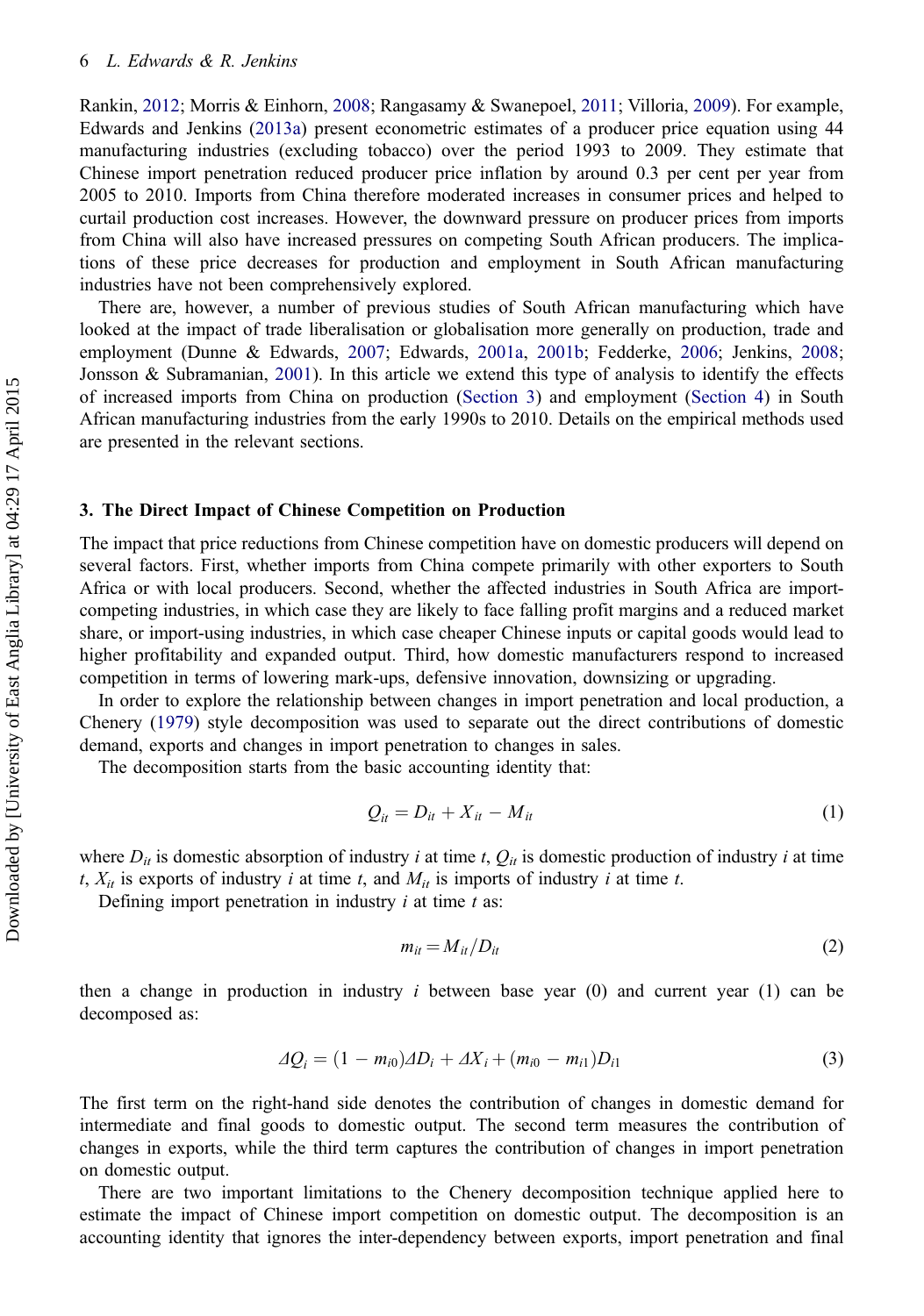Rankin, 2012; Morris & Einhorn, 2008; Rangasamy & Swanepoel, 2011; Villoria, 2009). For example, Edwards and Jenkins (2013a) present econometric estimates of a producer price equation using 44 manufacturing industries (excluding tobacco) over the period 1993 to 2009. They estimate that Chinese import penetration reduced producer price inflation by around 0.3 per cent per year from 2005 to 2010. Imports from China therefore moderated increases in consumer prices and helped to curtail production cost increases. However, the downward pressure on producer prices from imports from China will also have increased pressures on competing South African producers. The implications of these price decreases for production and employment in South African manufacturing industries have not been comprehensively explored.

There are, however, a number of previous studies of South African manufacturing which have looked at the impact of trade liberalisation or globalisation more generally on production, trade and employment (Dunne & Edwards, 2007; Edwards, 2001a, 2001b; Fedderke, 2006; Jenkins, 2008; Jonsson & Subramanian, 2001). In this article we extend this type of analysis to identify the effects of increased imports from China on production (Section 3) and employment (Section 4) in South African manufacturing industries from the early 1990s to 2010. Details on the empirical methods used are presented in the relevant sections.

## 3. The Direct Impact of Chinese Competition on Production

The impact that price reductions from Chinese competition have on domestic producers will depend on several factors. First, whether imports from China compete primarily with other exporters to South Africa or with local producers. Second, whether the affected industries in South Africa are import-competing industries, in which case they are likely to face falling profit margins and a reduced market share, or import-using industries, in which case cheaper Chinese inputs or capital goods would lead to higher profitability and expanded output. Third, how domestic manufacturers respond to increased competition in terms of lowering mark-ups, defensive innovation, downsizing or upgrading.

In order to explore the relationship between changes in import penetration and local production, a Chenery (1979) style decomposition was used to separate out the direct contributions of domestic demand, exports and changes in import penetration to changes in sales.

The decomposition starts from the basic accounting identity that:

$$Q_{it} = D_{it} + X_{it} - M_{it} \tag{1}$$

where $D_{it}$ is domestic absorption of industry $i$ at time $t$, $Q_{it}$ is domestic production of industry $i$ at time $t$, $X_{it}$ is exports of industry $i$ at time $t$, and $M_{it}$ is imports of industry $i$ at time $t$.

Defining import penetration in industry $i$ at time $t$ as:

$$m_{it} = M_{it}/D_{it} \tag{2}$$

then a change in production in industry $i$ between base year (0) and current year (1) can be decomposed as:

$$\Delta Q_i = (1 - m_{i0})\Delta D_i + \Delta X_i + (m_{i0} - m_{i1})D_{i1} \tag{3}$$

The first term on the right-hand side denotes the contribution of changes in domestic demand for intermediate and final goods to domestic output. The second term measures the contribution of changes in exports, while the third term captures the contribution of changes in import penetration on domestic output.

There are two important limitations to the Chenery decomposition technique applied here to estimate the impact of Chinese import competition on domestic output. The decomposition is an accounting identity that ignores the inter-dependency between exports, import penetration and final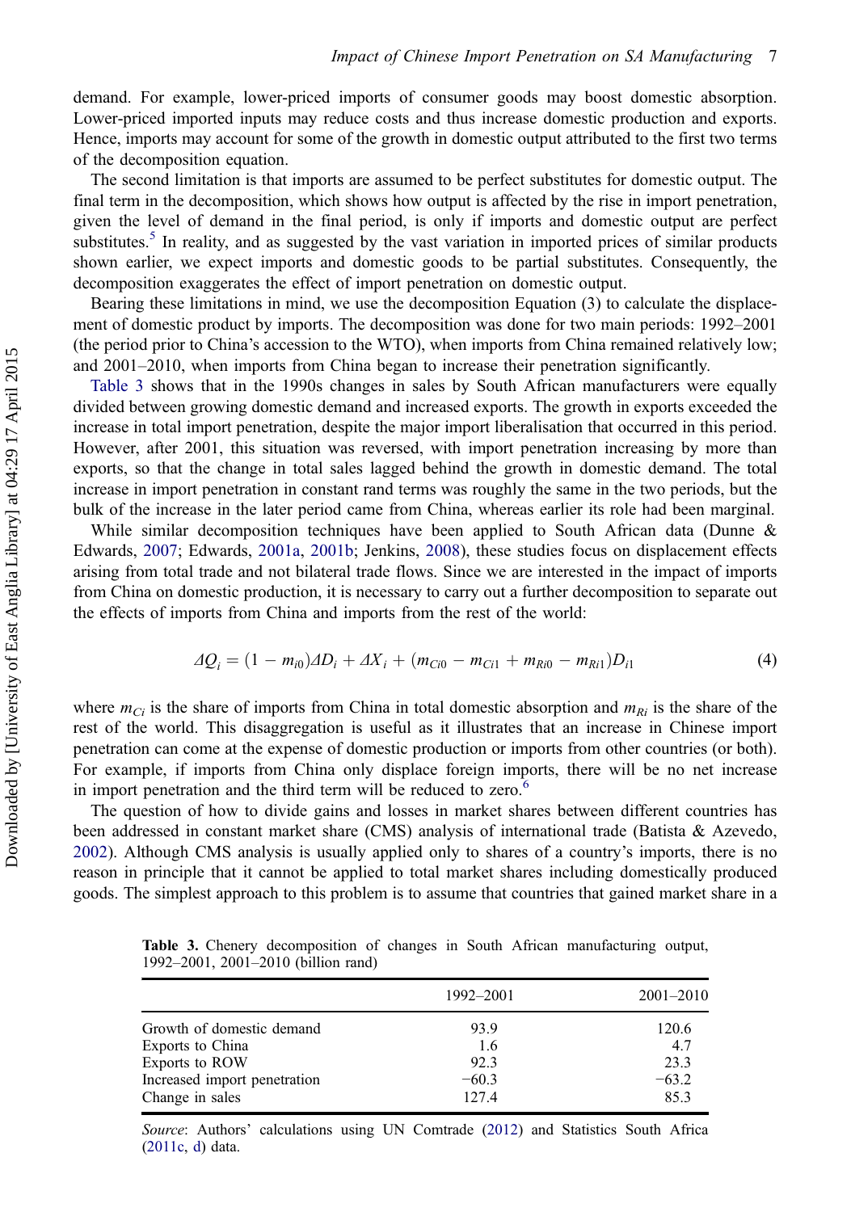demand. For example, lower-priced imports of consumer goods may boost domestic absorption. Lower-priced imported inputs may reduce costs and thus increase domestic production and exports. Hence, imports may account for some of the growth in domestic output attributed to the first two terms of the decomposition equation.

The second limitation is that imports are assumed to be perfect substitutes for domestic output. The final term in the decomposition, which shows how output is affected by the rise in import penetration, given the level of demand in the final period, is only if imports and domestic output are perfect substitutes.[5] In reality, and as suggested by the vast variation in imported prices of similar products shown earlier, we expect imports and domestic goods to be partial substitutes. Consequently, the decomposition exaggerates the effect of import penetration on domestic output.

Bearing these limitations in mind, we use the decomposition Equation (3) to calculate the displacement of domestic product by imports. The decomposition was done for two main periods: 1992–2001 (the period prior to China's accession to the WTO), when imports from China remained relatively low; and 2001–2010, when imports from China began to increase their penetration significantly.

Table 3 shows that in the 1990s changes in sales by South African manufacturers were equally divided between growing domestic demand and increased exports. The growth in exports exceeded the increase in total import penetration, despite the major import liberalisation that occurred in this period. However, after 2001, this situation was reversed, with import penetration increasing by more than exports, so that the change in total sales lagged behind the growth in domestic demand. The total increase in import penetration in constant rand terms was roughly the same in the two periods, but the bulk of the increase in the later period came from China, whereas earlier its role had been marginal.

While similar decomposition techniques have been applied to South African data (Dunne & Edwards, 2007; Edwards, 2001a, 2001b; Jenkins, 2008), these studies focus on displacement effects arising from total trade and not bilateral trade flows. Since we are interested in the impact of imports from China on domestic production, it is necessary to carry out a further decomposition to separate out the effects of imports from China and imports from the rest of the world:

$$\Delta Q_i = (1 - m_{i0})\Delta D_i + \Delta X_i + (m_{Ci0} - m_{Ci1} + m_{Ri0} - m_{Ri1})D_{i1} \tag{4}$$

where $m_{Ci}$ is the share of imports from China in total domestic absorption and $m_{Ri}$ is the share of the rest of the world. This disaggregation is useful as it illustrates that an increase in Chinese import penetration can come at the expense of domestic production or imports from other countries (or both). For example, if imports from China only displace foreign imports, there will be no net increase in import penetration and the third term will be reduced to zero.[6]

The question of how to divide gains and losses in market shares between different countries has been addressed in constant market share (CMS) analysis of international trade (Batista & Azevedo, 2002). Although CMS analysis is usually applied only to shares of a country's imports, there is no reason in principle that it cannot be applied to total market shares including domestically produced goods. The simplest approach to this problem is to assume that countries that gained market share in a

**Table 3.** Chenery decomposition of changes in South African manufacturing output, 1992–2001, 2001–2010 (billion rand)

| | 1992–2001 | 2001–2010 |
|---|---|---|
| Growth of domestic demand | 93.9 | 120.6 |
| Exports to China | 1.6 | 4.7 |
| Exports to ROW | 92.3 | 23.3 |
| Increased import penetration | −60.3 | −63.2 |
| Change in sales | 127.4 | 85.3 |

*Source*: Authors' calculations using UN Comtrade (2012) and Statistics South Africa (2011c, d) data.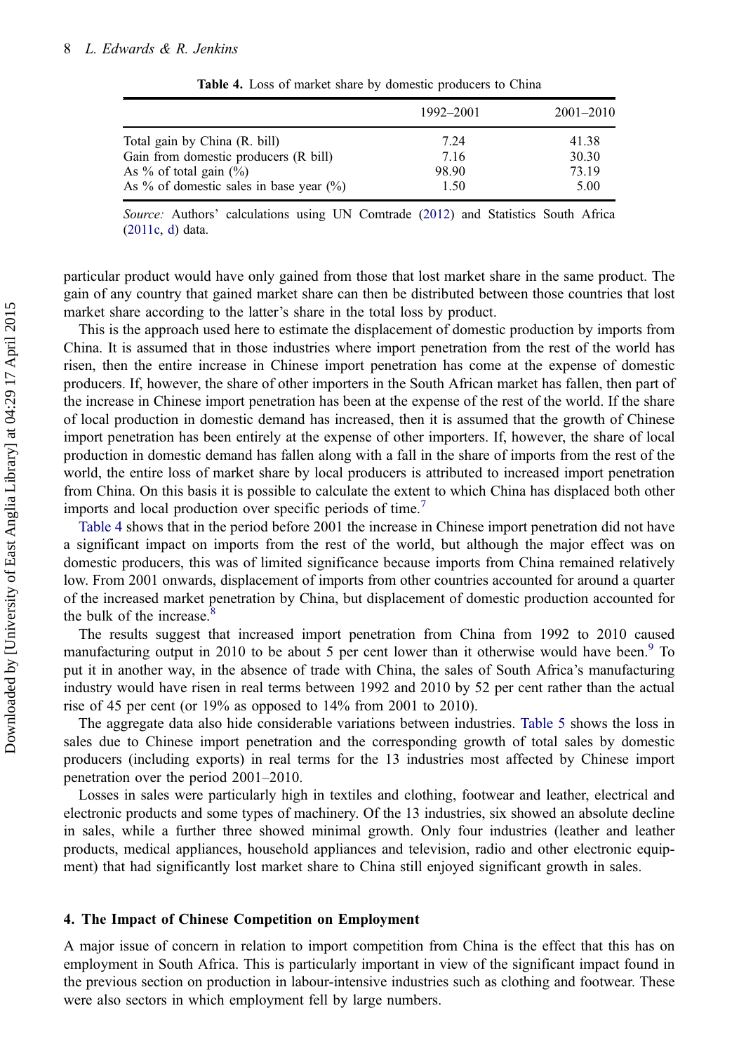**Table 4.** Loss of market share by domestic producers to China

| | 1992–2001 | 2001–2010 |
|---|---|---|
| Total gain by China (R. bill) | 7.24 | 41.38 |
| Gain from domestic producers (R bill) | 7.16 | 30.30 |
| As % of total gain (%) | 98.90 | 73.19 |
| As % of domestic sales in base year (%) | 1.50 | 5.00 |

*Source:* Authors' calculations using UN Comtrade (2012) and Statistics South Africa (2011c, d) data.

particular product would have only gained from those that lost market share in the same product. The gain of any country that gained market share can then be distributed between those countries that lost market share according to the latter's share in the total loss by product.

This is the approach used here to estimate the displacement of domestic production by imports from China. It is assumed that in those industries where import penetration from the rest of the world has risen, then the entire increase in Chinese import penetration has come at the expense of domestic producers. If, however, the share of other importers in the South African market has fallen, then part of the increase in Chinese import penetration has been at the expense of the rest of the world. If the share of local production in domestic demand has increased, then it is assumed that the growth of Chinese import penetration has been entirely at the expense of other importers. If, however, the share of local production in domestic demand has fallen along with a fall in the share of imports from the rest of the world, the entire loss of market share by local producers is attributed to increased import penetration from China. On this basis it is possible to calculate the extent to which China has displaced both other imports and local production over specific periods of time.[7]

Table 4 shows that in the period before 2001 the increase in Chinese import penetration did not have a significant impact on imports from the rest of the world, but although the major effect was on domestic producers, this was of limited significance because imports from China remained relatively low. From 2001 onwards, displacement of imports from other countries accounted for around a quarter of the increased market penetration by China, but displacement of domestic production accounted for the bulk of the increase.[8]

The results suggest that increased import penetration from China from 1992 to 2010 caused manufacturing output in 2010 to be about 5 per cent lower than it otherwise would have been.[9] To put it in another way, in the absence of trade with China, the sales of South Africa's manufacturing industry would have risen in real terms between 1992 and 2010 by 52 per cent rather than the actual rise of 45 per cent (or 19% as opposed to 14% from 2001 to 2010).

The aggregate data also hide considerable variations between industries. Table 5 shows the loss in sales due to Chinese import penetration and the corresponding growth of total sales by domestic producers (including exports) in real terms for the 13 industries most affected by Chinese import penetration over the period 2001–2010.

Losses in sales were particularly high in textiles and clothing, footwear and leather, electrical and electronic products and some types of machinery. Of the 13 industries, six showed an absolute decline in sales, while a further three showed minimal growth. Only four industries (leather and leather products, medical appliances, household appliances and television, radio and other electronic equipment) that had significantly lost market share to China still enjoyed significant growth in sales.

## 4. The Impact of Chinese Competition on Employment

A major issue of concern in relation to import competition from China is the effect that this has on employment in South Africa. This is particularly important in view of the significant impact found in the previous section on production in labour-intensive industries such as clothing and footwear. These were also sectors in which employment fell by large numbers.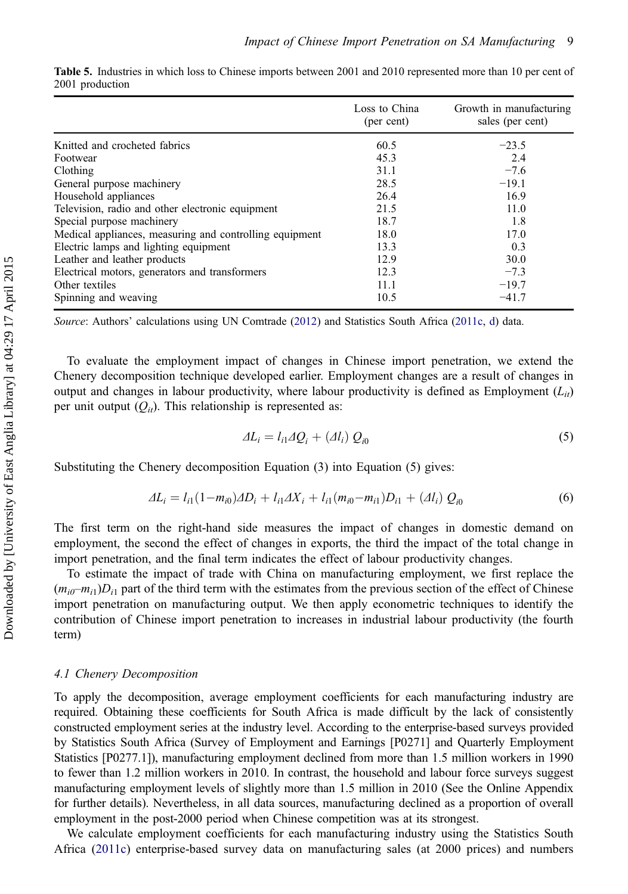**Table 5.** Industries in which loss to Chinese imports between 2001 and 2010 represented more than 10 per cent of 2001 production

| | Loss to China (per cent) | Growth in manufacturing sales (per cent) |
|---|---|---|
| Knitted and crocheted fabrics | 60.5 | −23.5 |
| Footwear | 45.3 | 2.4 |
| Clothing | 31.1 | −7.6 |
| General purpose machinery | 28.5 | −19.1 |
| Household appliances | 26.4 | 16.9 |
| Television, radio and other electronic equipment | 21.5 | 11.0 |
| Special purpose machinery | 18.7 | 1.8 |
| Medical appliances, measuring and controlling equipment | 18.0 | 17.0 |
| Electric lamps and lighting equipment | 13.3 | 0.3 |
| Leather and leather products | 12.9 | 30.0 |
| Electrical motors, generators and transformers | 12.3 | −7.3 |
| Other textiles | 11.1 | −19.7 |
| Spinning and weaving | 10.5 | −41.7 |

*Source*: Authors' calculations using UN Comtrade (2012) and Statistics South Africa (2011c, d) data.

To evaluate the employment impact of changes in Chinese import penetration, we extend the Chenery decomposition technique developed earlier. Employment changes are a result of changes in output and changes in labour productivity, where labour productivity is defined as Employment ($L_{it}$) per unit output ($Q_{it}$). This relationship is represented as:

$$\Delta L_i = l_{i1}\Delta Q_i + (\Delta l_i)\, Q_{i0} \tag{5}$$

Substituting the Chenery decomposition Equation (3) into Equation (5) gives:

$$\Delta L_i = l_{i1}(1-m_{i0})\Delta D_i + l_{i1}\Delta X_i + l_{i1}(m_{i0}-m_{i1})D_{i1} + (\Delta l_i)\, Q_{i0} \tag{6}$$

The first term on the right-hand side measures the impact of changes in domestic demand on employment, the second the effect of changes in exports, the third the impact of the total change in import penetration, and the final term indicates the effect of labour productivity changes.

To estimate the impact of trade with China on manufacturing employment, we first replace the $(m_{i0}-m_{i1})D_{i1}$ part of the third term with the estimates from the previous section of the effect of Chinese import penetration on manufacturing output. We then apply econometric techniques to identify the contribution of Chinese import penetration to increases in industrial labour productivity (the fourth term)

### *4.1 Chenery Decomposition*

To apply the decomposition, average employment coefficients for each manufacturing industry are required. Obtaining these coefficients for South Africa is made difficult by the lack of consistently constructed employment series at the industry level. According to the enterprise-based surveys provided by Statistics South Africa (Survey of Employment and Earnings [P0271] and Quarterly Employment Statistics [P0277.1]), manufacturing employment declined from more than 1.5 million workers in 1990 to fewer than 1.2 million workers in 2010. In contrast, the household and labour force surveys suggest manufacturing employment levels of slightly more than 1.5 million in 2010 (See the Online Appendix for further details). Nevertheless, in all data sources, manufacturing declined as a proportion of overall employment in the post-2000 period when Chinese competition was at its strongest.

We calculate employment coefficients for each manufacturing industry using the Statistics South Africa (2011c) enterprise-based survey data on manufacturing sales (at 2000 prices) and numbers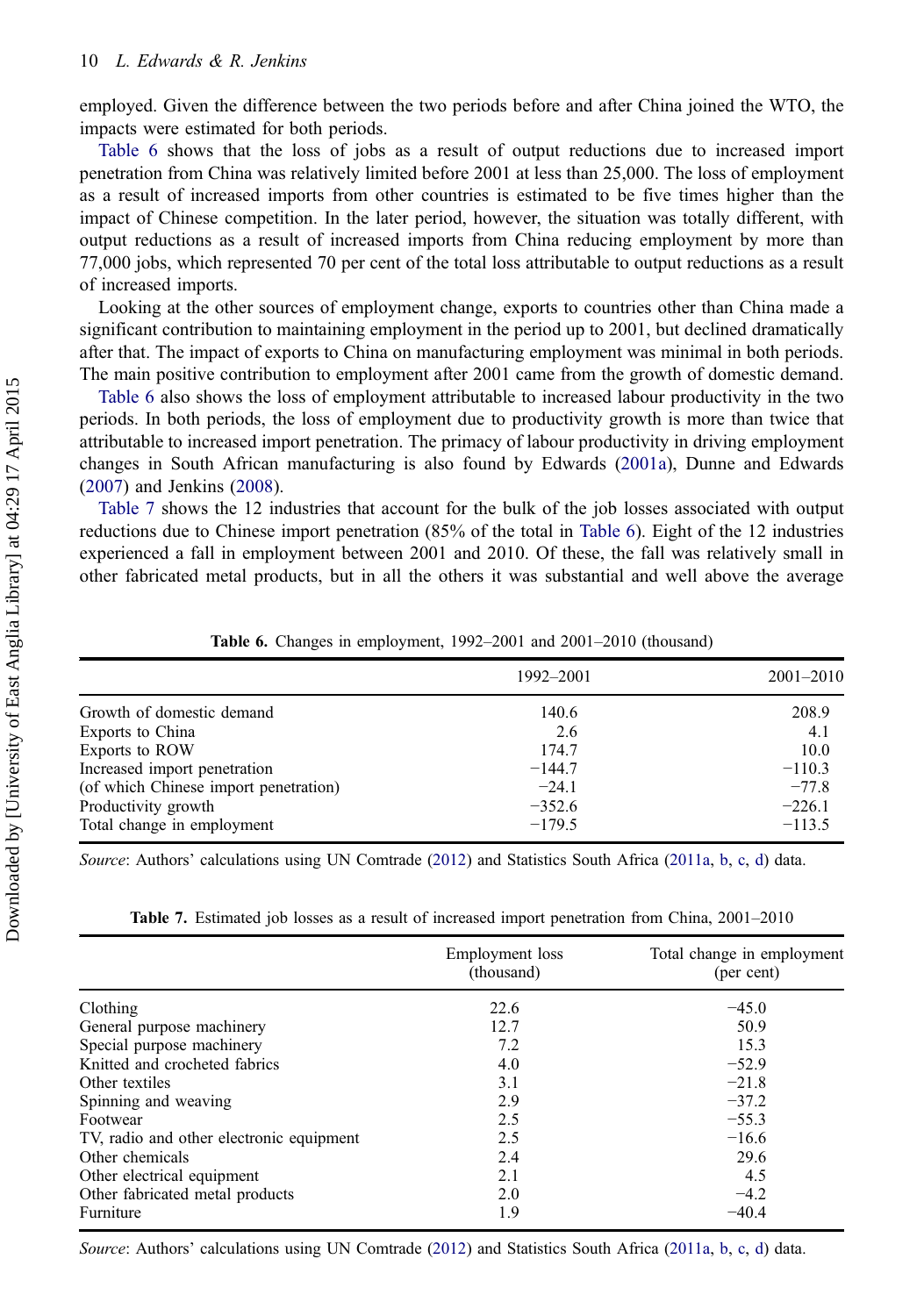employed. Given the difference between the two periods before and after China joined the WTO, the impacts were estimated for both periods.

Table 6 shows that the loss of jobs as a result of output reductions due to increased import penetration from China was relatively limited before 2001 at less than 25,000. The loss of employment as a result of increased imports from other countries is estimated to be five times higher than the impact of Chinese competition. In the later period, however, the situation was totally different, with output reductions as a result of increased imports from China reducing employment by more than 77,000 jobs, which represented 70 per cent of the total loss attributable to output reductions as a result of increased imports.

Looking at the other sources of employment change, exports to countries other than China made a significant contribution to maintaining employment in the period up to 2001, but declined dramatically after that. The impact of exports to China on manufacturing employment was minimal in both periods. The main positive contribution to employment after 2001 came from the growth of domestic demand.

Table 6 also shows the loss of employment attributable to increased labour productivity in the two periods. In both periods, the loss of employment due to productivity growth is more than twice that attributable to increased import penetration. The primacy of labour productivity in driving employment changes in South African manufacturing is also found by Edwards (2001a), Dunne and Edwards (2007) and Jenkins (2008).

Table 7 shows the 12 industries that account for the bulk of the job losses associated with output reductions due to Chinese import penetration (85% of the total in Table 6). Eight of the 12 industries experienced a fall in employment between 2001 and 2010. Of these, the fall was relatively small in other fabricated metal products, but in all the others it was substantial and well above the average

**Table 6.** Changes in employment, 1992–2001 and 2001–2010 (thousand)

| | 1992–2001 | 2001–2010 |
|---|---|---|
| Growth of domestic demand | 140.6 | 208.9 |
| Exports to China | 2.6 | 4.1 |
| Exports to ROW | 174.7 | 10.0 |
| Increased import penetration | −144.7 | −110.3 |
| (of which Chinese import penetration) | −24.1 | −77.8 |
| Productivity growth | −352.6 | −226.1 |
| Total change in employment | −179.5 | −113.5 |

*Source*: Authors' calculations using UN Comtrade (2012) and Statistics South Africa (2011a, b, c, d) data.

**Table 7.** Estimated job losses as a result of increased import penetration from China, 2001–2010

| | Employment loss (thousand) | Total change in employment (per cent) |
|---|---|---|
| Clothing | 22.6 | −45.0 |
| General purpose machinery | 12.7 | 50.9 |
| Special purpose machinery | 7.2 | 15.3 |
| Knitted and crocheted fabrics | 4.0 | −52.9 |
| Other textiles | 3.1 | −21.8 |
| Spinning and weaving | 2.9 | −37.2 |
| Footwear | 2.5 | −55.3 |
| TV, radio and other electronic equipment | 2.5 | −16.6 |
| Other chemicals | 2.4 | 29.6 |
| Other electrical equipment | 2.1 | 4.5 |
| Other fabricated metal products | 2.0 | −4.2 |
| Furniture | 1.9 | −40.4 |

*Source*: Authors' calculations using UN Comtrade (2012) and Statistics South Africa (2011a, b, c, d) data.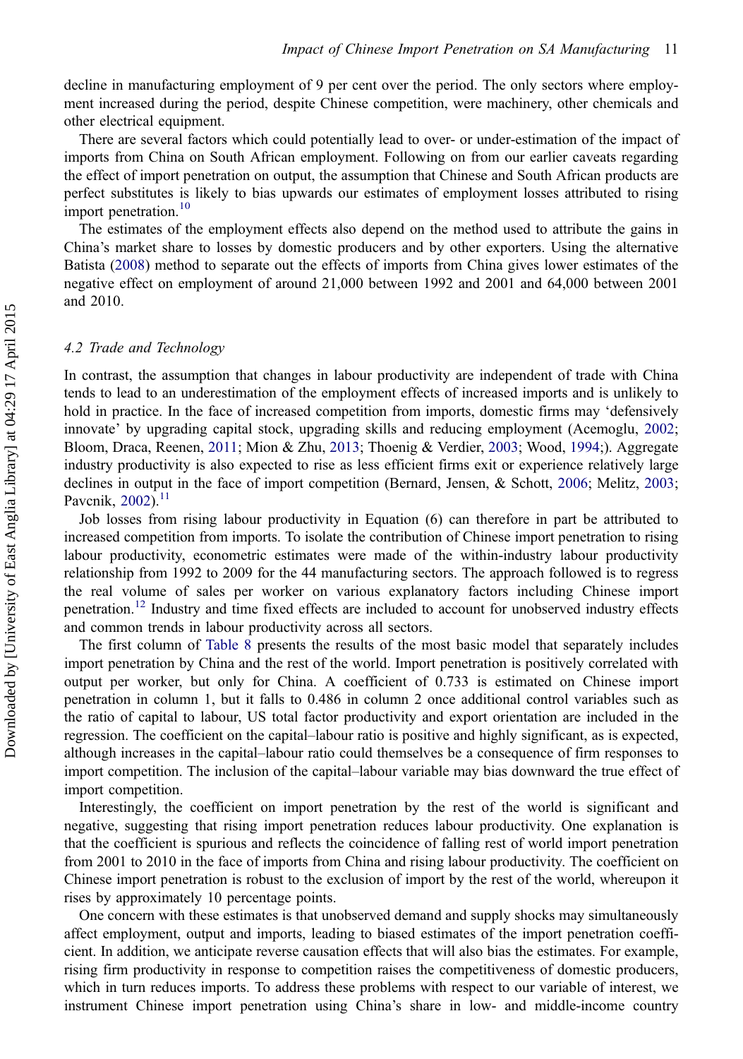decline in manufacturing employment of 9 per cent over the period. The only sectors where employment increased during the period, despite Chinese competition, were machinery, other chemicals and other electrical equipment.

There are several factors which could potentially lead to over- or under-estimation of the impact of imports from China on South African employment. Following on from our earlier caveats regarding the effect of import penetration on output, the assumption that Chinese and South African products are perfect substitutes is likely to bias upwards our estimates of employment losses attributed to rising import penetration.[10]

The estimates of the employment effects also depend on the method used to attribute the gains in China's market share to losses by domestic producers and by other exporters. Using the alternative Batista (2008) method to separate out the effects of imports from China gives lower estimates of the negative effect on employment of around 21,000 between 1992 and 2001 and 64,000 between 2001 and 2010.

### *4.2 Trade and Technology*

In contrast, the assumption that changes in labour productivity are independent of trade with China tends to lead to an underestimation of the employment effects of increased imports and is unlikely to hold in practice. In the face of increased competition from imports, domestic firms may 'defensively innovate' by upgrading capital stock, upgrading skills and reducing employment (Acemoglu, 2002; Bloom, Draca, Reenen, 2011; Mion & Zhu, 2013; Thoenig & Verdier, 2003; Wood, 1994;). Aggregate industry productivity is also expected to rise as less efficient firms exit or experience relatively large declines in output in the face of import competition (Bernard, Jensen, & Schott, 2006; Melitz, 2003; Pavcnik, 2002).[11]

Job losses from rising labour productivity in Equation (6) can therefore in part be attributed to increased competition from imports. To isolate the contribution of Chinese import penetration to rising labour productivity, econometric estimates were made of the within-industry labour productivity relationship from 1992 to 2009 for the 44 manufacturing sectors. The approach followed is to regress the real volume of sales per worker on various explanatory factors including Chinese import penetration.[12] Industry and time fixed effects are included to account for unobserved industry effects and common trends in labour productivity across all sectors.

The first column of Table 8 presents the results of the most basic model that separately includes import penetration by China and the rest of the world. Import penetration is positively correlated with output per worker, but only for China. A coefficient of 0.733 is estimated on Chinese import penetration in column 1, but it falls to 0.486 in column 2 once additional control variables such as the ratio of capital to labour, US total factor productivity and export orientation are included in the regression. The coefficient on the capital–labour ratio is positive and highly significant, as is expected, although increases in the capital–labour ratio could themselves be a consequence of firm responses to import competition. The inclusion of the capital–labour variable may bias downward the true effect of import competition.

Interestingly, the coefficient on import penetration by the rest of the world is significant and negative, suggesting that rising import penetration reduces labour productivity. One explanation is that the coefficient is spurious and reflects the coincidence of falling rest of world import penetration from 2001 to 2010 in the face of imports from China and rising labour productivity. The coefficient on Chinese import penetration is robust to the exclusion of import by the rest of the world, whereupon it rises by approximately 10 percentage points.

One concern with these estimates is that unobserved demand and supply shocks may simultaneously affect employment, output and imports, leading to biased estimates of the import penetration coefficient. In addition, we anticipate reverse causation effects that will also bias the estimates. For example, rising firm productivity in response to competition raises the competitiveness of domestic producers, which in turn reduces imports. To address these problems with respect to our variable of interest, we instrument Chinese import penetration using China's share in low- and middle-income country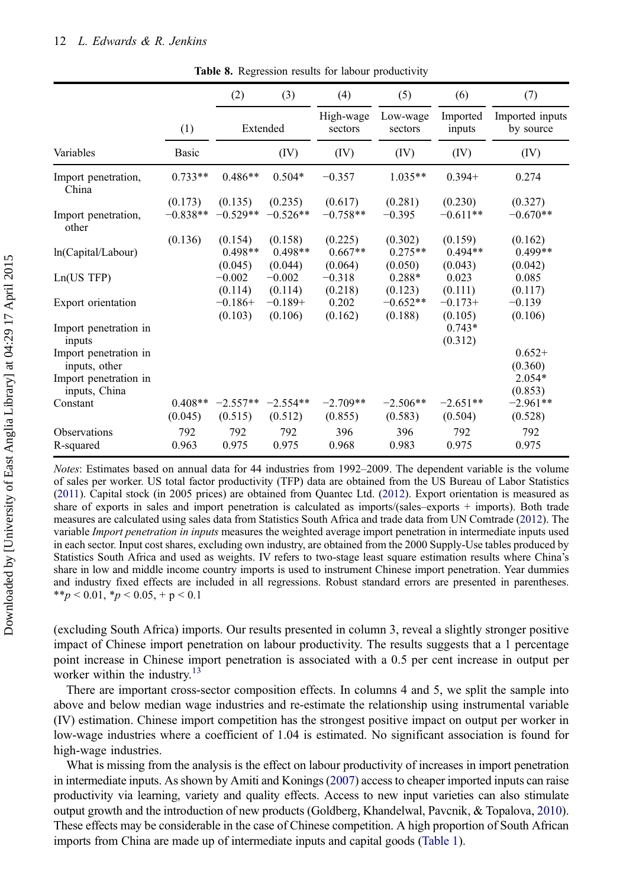**Table 8.** Regression results for labour productivity

| | (1) | (2) | (3) | (4) | (5) | (6) | (7) |
|---|---|---|---|---|---|---|---|
| | | Extended | | High-wage sectors | Low-wage sectors | Imported inputs | Imported inputs by source |
| Variables | Basic | | (IV) | (IV) | (IV) | (IV) | (IV) |
| Import penetration, China | 0.733** | 0.486** | 0.504* | −0.357 | 1.035** | 0.394+ | 0.274 |
| | (0.173) | (0.135) | (0.235) | (0.617) | (0.281) | (0.230) | (0.327) |
| Import penetration, other | −0.838** | −0.529** | −0.526** | −0.758** | −0.395 | −0.611** | −0.670** |
| | (0.136) | (0.154) | (0.158) | (0.225) | (0.302) | (0.159) | (0.162) |
| ln(Capital/Labour) | | 0.498** | 0.498** | 0.667** | 0.275** | 0.494** | 0.499** |
| | | (0.045) | (0.044) | (0.064) | (0.050) | (0.043) | (0.042) |
| Ln(US TFP) | | −0.002 | −0.002 | −0.318 | 0.288* | 0.023 | 0.085 |
| | | (0.114) | (0.114) | (0.218) | (0.123) | (0.111) | (0.117) |
| Export orientation | | −0.186+ | −0.189+ | 0.202 | −0.652** | −0.173+ | −0.139 |
| | | (0.103) | (0.106) | (0.162) | (0.188) | (0.105) | (0.106) |
| Import penetration in inputs | | | | | | 0.743* | |
| | | | | | | (0.312) | |
| Import penetration in inputs, other | | | | | | | 0.652+ |
| | | | | | | | (0.360) |
| Import penetration in inputs, China | | | | | | | 2.054* |
| | | | | | | | (0.853) |
| Constant | 0.408** | −2.557** | −2.554** | −2.709** | −2.506** | −2.651** | −2.961** |
| | (0.045) | (0.515) | (0.512) | (0.855) | (0.583) | (0.504) | (0.528) |
| Observations | 792 | 792 | 792 | 396 | 396 | 792 | 792 |
| R-squared | 0.963 | 0.975 | 0.975 | 0.968 | 0.983 | 0.975 | 0.975 |

*Notes*: Estimates based on annual data for 44 industries from 1992–2009. The dependent variable is the volume of sales per worker. US total factor productivity (TFP) data are obtained from the US Bureau of Labor Statistics (2011). Capital stock (in 2005 prices) are obtained from Quantec Ltd. (2012). Export orientation is measured as share of exports in sales and import penetration is calculated as imports/(sales–exports + imports). Both trade measures are calculated using sales data from Statistics South Africa and trade data from UN Comtrade (2012). The variable *Import penetration in inputs* measures the weighted average import penetration in intermediate inputs used in each sector. Input cost shares, excluding own industry, are obtained from the 2000 Supply-Use tables produced by Statistics South Africa and used as weights. IV refers to two-stage least square estimation results where China's share in low and middle income country imports is used to instrument Chinese import penetration. Year dummies and industry fixed effects are included in all regressions. Robust standard errors are presented in parentheses. $^{**}p < 0.01$, $^{*}p < 0.05$, + $p < 0.1$

(excluding South Africa) imports. Our results presented in column 3, reveal a slightly stronger positive impact of Chinese import penetration on labour productivity. The results suggests that a 1 percentage point increase in Chinese import penetration is associated with a 0.5 per cent increase in output per worker within the industry.[13]

There are important cross-sector composition effects. In columns 4 and 5, we split the sample into above and below median wage industries and re-estimate the relationship using instrumental variable (IV) estimation. Chinese import competition has the strongest positive impact on output per worker in low-wage industries where a coefficient of 1.04 is estimated. No significant association is found for high-wage industries.

What is missing from the analysis is the effect on labour productivity of increases in import penetration in intermediate inputs. As shown by Amiti and Konings (2007) access to cheaper imported inputs can raise productivity via learning, variety and quality effects. Access to new input varieties can also stimulate output growth and the introduction of new products (Goldberg, Khandelwal, Pavcnik, & Topalova, 2010). These effects may be considerable in the case of Chinese competition. A high proportion of South African imports from China are made up of intermediate inputs and capital goods (Table 1).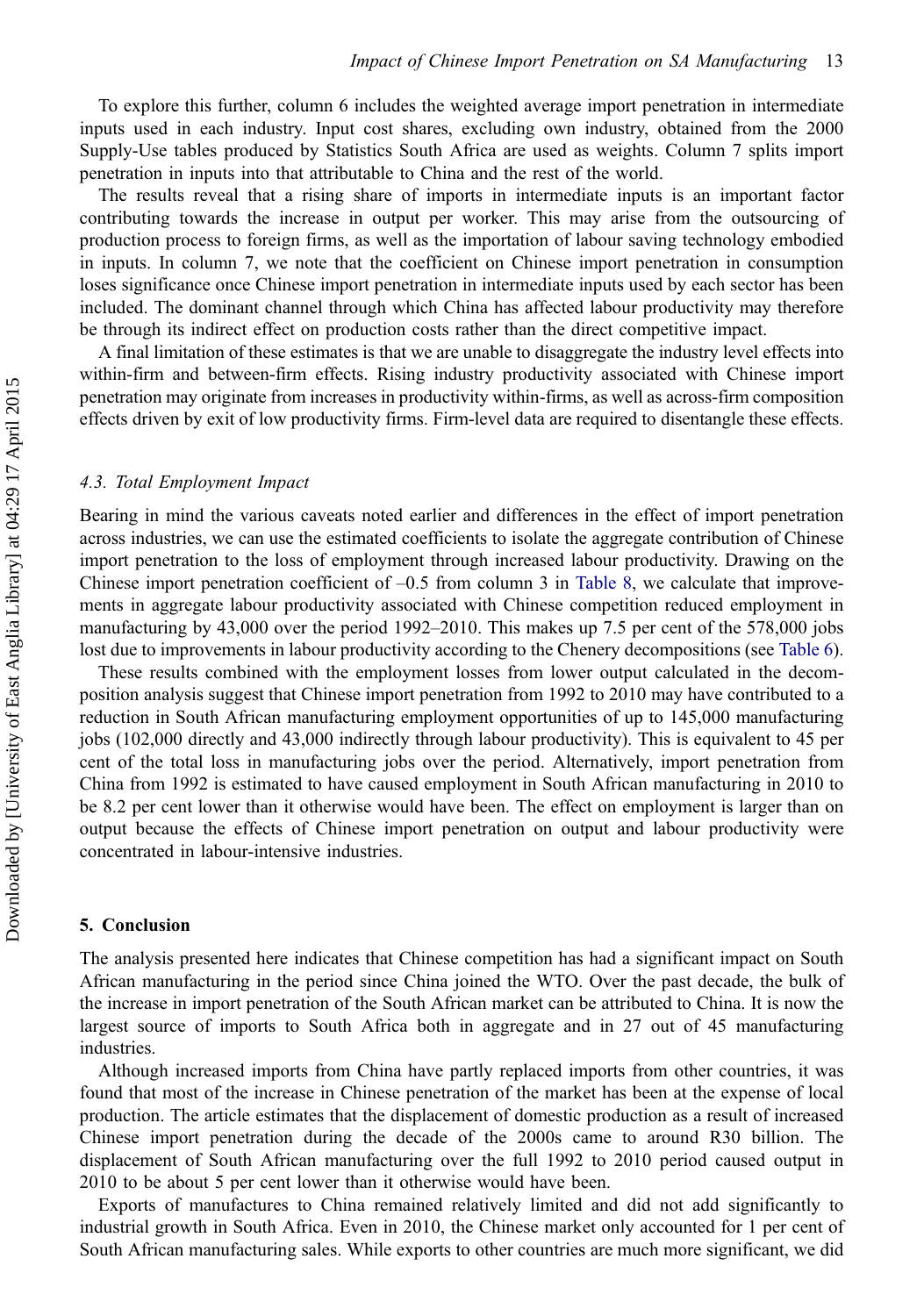To explore this further, column 6 includes the weighted average import penetration in intermediate inputs used in each industry. Input cost shares, excluding own industry, obtained from the 2000 Supply-Use tables produced by Statistics South Africa are used as weights. Column 7 splits import penetration in inputs into that attributable to China and the rest of the world.

The results reveal that a rising share of imports in intermediate inputs is an important factor contributing towards the increase in output per worker. This may arise from the outsourcing of production process to foreign firms, as well as the importation of labour saving technology embodied in inputs. In column 7, we note that the coefficient on Chinese import penetration in consumption loses significance once Chinese import penetration in intermediate inputs used by each sector has been included. The dominant channel through which China has affected labour productivity may therefore be through its indirect effect on production costs rather than the direct competitive impact.

A final limitation of these estimates is that we are unable to disaggregate the industry level effects into within-firm and between-firm effects. Rising industry productivity associated with Chinese import penetration may originate from increases in productivity within-firms, as well as across-firm composition effects driven by exit of low productivity firms. Firm-level data are required to disentangle these effects.

### 4.3. Total Employment Impact

Bearing in mind the various caveats noted earlier and differences in the effect of import penetration across industries, we can use the estimated coefficients to isolate the aggregate contribution of Chinese import penetration to the loss of employment through increased labour productivity. Drawing on the Chinese import penetration coefficient of –0.5 from column 3 in Table 8, we calculate that improvements in aggregate labour productivity associated with Chinese competition reduced employment in manufacturing by 43,000 over the period 1992–2010. This makes up 7.5 per cent of the 578,000 jobs lost due to improvements in labour productivity according to the Chenery decompositions (see Table 6).

These results combined with the employment losses from lower output calculated in the decomposition analysis suggest that Chinese import penetration from 1992 to 2010 may have contributed to a reduction in South African manufacturing employment opportunities of up to 145,000 manufacturing jobs (102,000 directly and 43,000 indirectly through labour productivity). This is equivalent to 45 per cent of the total loss in manufacturing jobs over the period. Alternatively, import penetration from China from 1992 is estimated to have caused employment in South African manufacturing in 2010 to be 8.2 per cent lower than it otherwise would have been. The effect on employment is larger than on output because the effects of Chinese import penetration on output and labour productivity were concentrated in labour-intensive industries.

## 5. Conclusion

The analysis presented here indicates that Chinese competition has had a significant impact on South African manufacturing in the period since China joined the WTO. Over the past decade, the bulk of the increase in import penetration of the South African market can be attributed to China. It is now the largest source of imports to South Africa both in aggregate and in 27 out of 45 manufacturing industries.

Although increased imports from China have partly replaced imports from other countries, it was found that most of the increase in Chinese penetration of the market has been at the expense of local production. The article estimates that the displacement of domestic production as a result of increased Chinese import penetration during the decade of the 2000s came to around R30 billion. The displacement of South African manufacturing over the full 1992 to 2010 period caused output in 2010 to be about 5 per cent lower than it otherwise would have been.

Exports of manufactures to China remained relatively limited and did not add significantly to industrial growth in South Africa. Even in 2010, the Chinese market only accounted for 1 per cent of South African manufacturing sales. While exports to other countries are much more significant, we did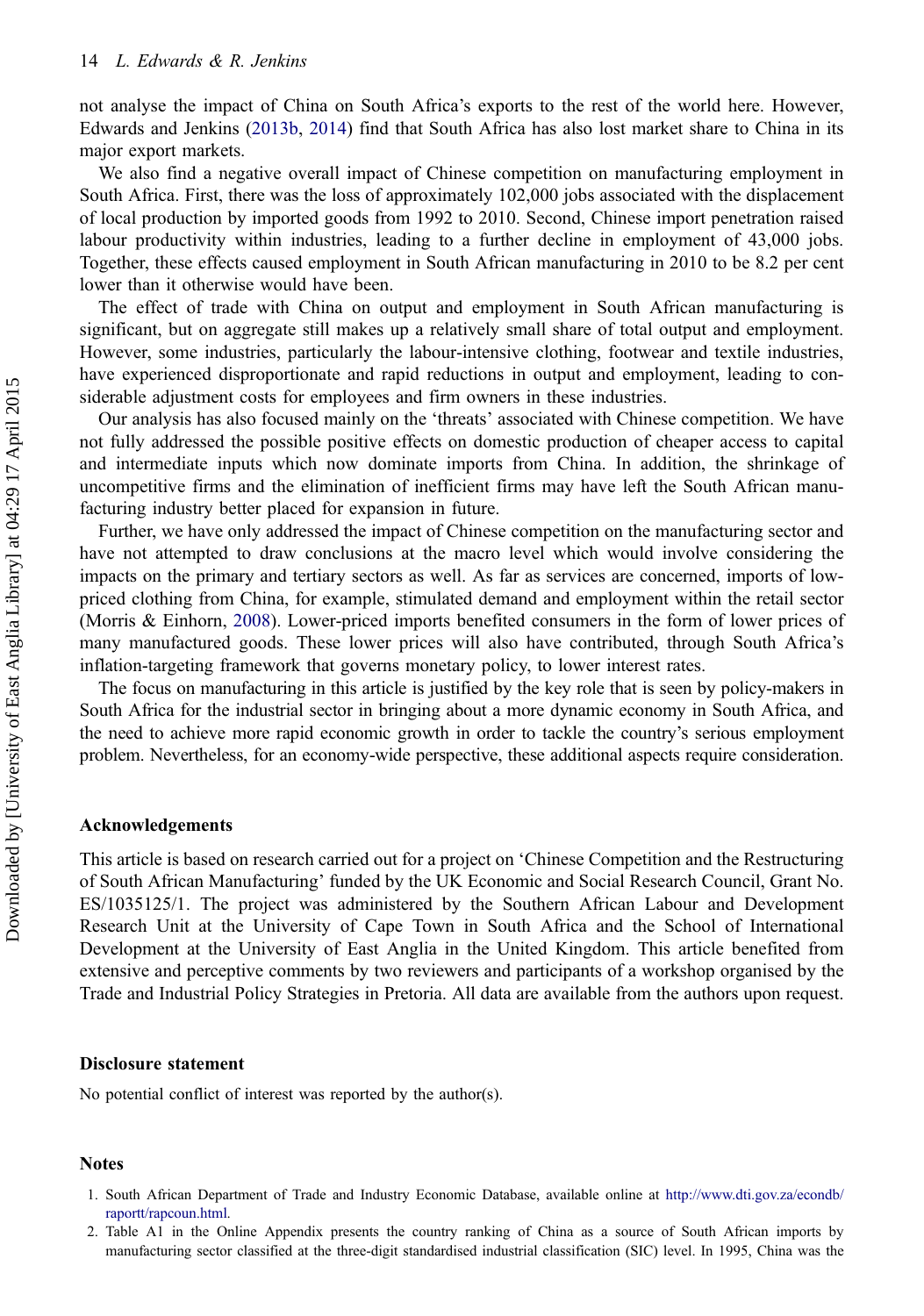not analyse the impact of China on South Africa's exports to the rest of the world here. However, Edwards and Jenkins (2013b, 2014) find that South Africa has also lost market share to China in its major export markets.

We also find a negative overall impact of Chinese competition on manufacturing employment in South Africa. First, there was the loss of approximately 102,000 jobs associated with the displacement of local production by imported goods from 1992 to 2010. Second, Chinese import penetration raised labour productivity within industries, leading to a further decline in employment of 43,000 jobs. Together, these effects caused employment in South African manufacturing in 2010 to be 8.2 per cent lower than it otherwise would have been.

The effect of trade with China on output and employment in South African manufacturing is significant, but on aggregate still makes up a relatively small share of total output and employment. However, some industries, particularly the labour-intensive clothing, footwear and textile industries, have experienced disproportionate and rapid reductions in output and employment, leading to considerable adjustment costs for employees and firm owners in these industries.

Our analysis has also focused mainly on the 'threats' associated with Chinese competition. We have not fully addressed the possible positive effects on domestic production of cheaper access to capital and intermediate inputs which now dominate imports from China. In addition, the shrinkage of uncompetitive firms and the elimination of inefficient firms may have left the South African manufacturing industry better placed for expansion in future.

Further, we have only addressed the impact of Chinese competition on the manufacturing sector and have not attempted to draw conclusions at the macro level which would involve considering the impacts on the primary and tertiary sectors as well. As far as services are concerned, imports of low-priced clothing from China, for example, stimulated demand and employment within the retail sector (Morris & Einhorn, 2008). Lower-priced imports benefited consumers in the form of lower prices of many manufactured goods. These lower prices will also have contributed, through South Africa's inflation-targeting framework that governs monetary policy, to lower interest rates.

The focus on manufacturing in this article is justified by the key role that is seen by policy-makers in South Africa for the industrial sector in bringing about a more dynamic economy in South Africa, and the need to achieve more rapid economic growth in order to tackle the country's serious employment problem. Nevertheless, for an economy-wide perspective, these additional aspects require consideration.

## Acknowledgements

This article is based on research carried out for a project on 'Chinese Competition and the Restructuring of South African Manufacturing' funded by the UK Economic and Social Research Council, Grant No. ES/1035125/1. The project was administered by the Southern African Labour and Development Research Unit at the University of Cape Town in South Africa and the School of International Development at the University of East Anglia in the United Kingdom. This article benefited from extensive and perceptive comments by two reviewers and participants of a workshop organised by the Trade and Industrial Policy Strategies in Pretoria. All data are available from the authors upon request.

## Disclosure statement

No potential conflict of interest was reported by the author(s).

## Notes

1. South African Department of Trade and Industry Economic Database, available online at http://www.dti.gov.za/econdb/raportt/rapcoun.html.
2. Table A1 in the Online Appendix presents the country ranking of China as a source of South African imports by manufacturing sector classified at the three-digit standardised industrial classification (SIC) level. In 1995, China was the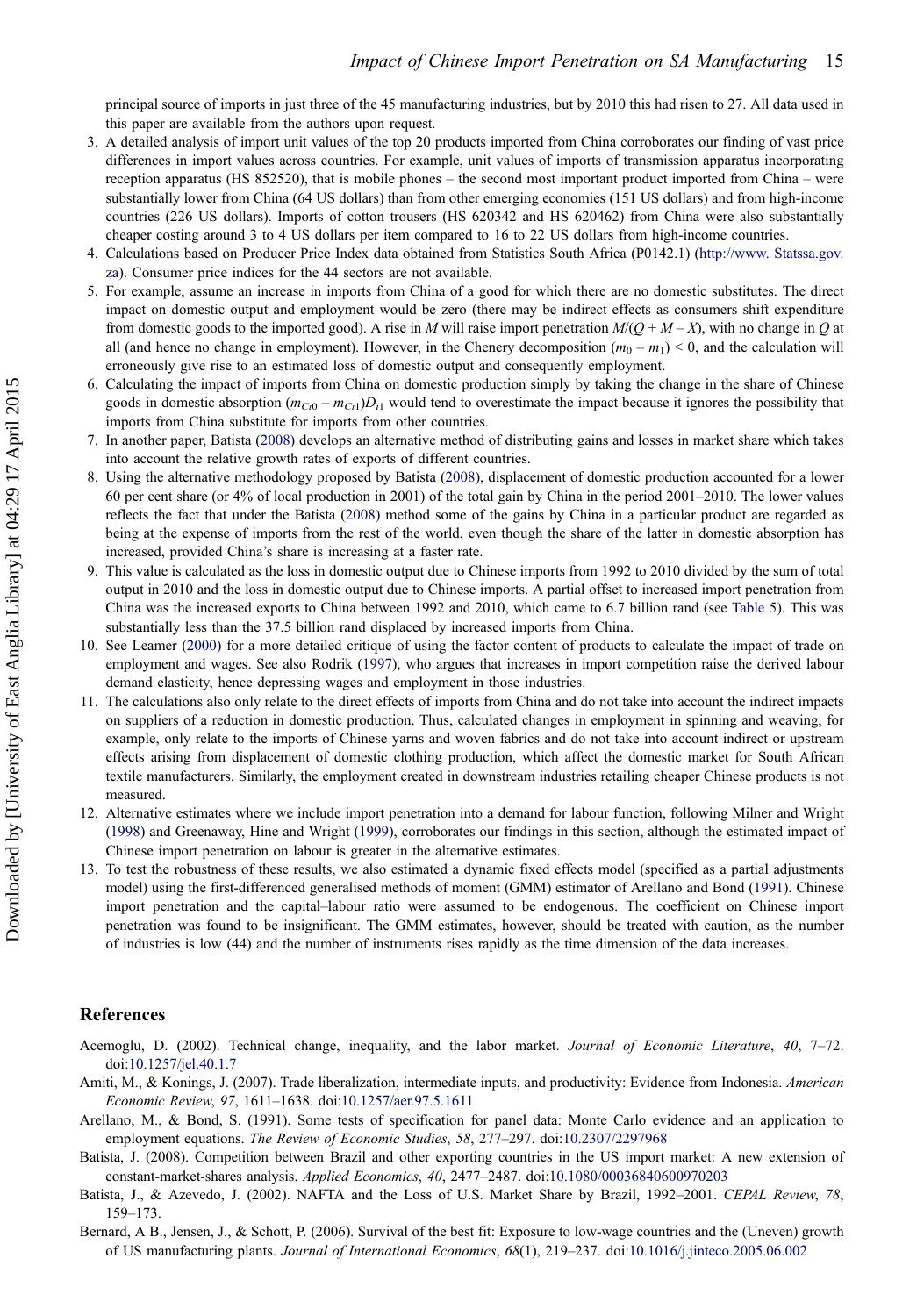principal source of imports in just three of the 45 manufacturing industries, but by 2010 this had risen to 27. All data used in this paper are available from the authors upon request.

3. A detailed analysis of import unit values of the top 20 products imported from China corroborates our finding of vast price differences in import values across countries. For example, unit values of imports of transmission apparatus incorporating reception apparatus (HS 852520), that is mobile phones – the second most important product imported from China – were substantially lower from China (64 US dollars) than from other emerging economies (151 US dollars) and from high-income countries (226 US dollars). Imports of cotton trousers (HS 620342 and HS 620462) from China were also substantially cheaper costing around 3 to 4 US dollars per item compared to 16 to 22 US dollars from high-income countries.
4. Calculations based on Producer Price Index data obtained from Statistics South Africa (P0142.1) (http://www. Statssa.gov.za). Consumer price indices for the 44 sectors are not available.
5. For example, assume an increase in imports from China of a good for which there are no domestic substitutes. The direct impact on domestic output and employment would be zero (there may be indirect effects as consumers shift expenditure from domestic goods to the imported good). A rise in $M$ will raise import penetration $M/(Q + M - X)$, with no change in $Q$ at all (and hence no change in employment). However, in the Chenery decomposition $(m_0 - m_1) < 0$, and the calculation will erroneously give rise to an estimated loss of domestic output and consequently employment.
6. Calculating the impact of imports from China on domestic production simply by taking the change in the share of Chinese goods in domestic absorption $(m_{Ci0} - m_{Ci1})D_{i1}$ would tend to overestimate the impact because it ignores the possibility that imports from China substitute for imports from other countries.
7. In another paper, Batista (2008) develops an alternative method of distributing gains and losses in market share which takes into account the relative growth rates of exports of different countries.
8. Using the alternative methodology proposed by Batista (2008), displacement of domestic production accounted for a lower 60 per cent share (or 4% of local production in 2001) of the total gain by China in the period 2001–2010. The lower values reflects the fact that under the Batista (2008) method some of the gains by China in a particular product are regarded as being at the expense of imports from the rest of the world, even though the share of the latter in domestic absorption has increased, provided China's share is increasing at a faster rate.
9. This value is calculated as the loss in domestic output due to Chinese imports from 1992 to 2010 divided by the sum of total output in 2010 and the loss in domestic output due to Chinese imports. A partial offset to increased import penetration from China was the increased exports to China between 1992 and 2010, which came to 6.7 billion rand (see Table 5). This was substantially less than the 37.5 billion rand displaced by increased imports from China.
10. See Leamer (2000) for a more detailed critique of using the factor content of products to calculate the impact of trade on employment and wages. See also Rodrik (1997), who argues that increases in import competition raise the derived labour demand elasticity, hence depressing wages and employment in those industries.
11. The calculations also only relate to the direct effects of imports from China and do not take into account the indirect impacts on suppliers of a reduction in domestic production. Thus, calculated changes in employment in spinning and weaving, for example, only relate to the imports of Chinese yarns and woven fabrics and do not take into account indirect or upstream effects arising from displacement of domestic clothing production, which affect the domestic market for South African textile manufacturers. Similarly, the employment created in downstream industries retailing cheaper Chinese products is not measured.
12. Alternative estimates where we include import penetration into a demand for labour function, following Milner and Wright (1998) and Greenaway, Hine and Wright (1999), corroborates our findings in this section, although the estimated impact of Chinese import penetration on labour is greater in the alternative estimates.
13. To test the robustness of these results, we also estimated a dynamic fixed effects model (specified as a partial adjustments model) using the first-differenced generalised methods of moment (GMM) estimator of Arellano and Bond (1991). Chinese import penetration and the capital–labour ratio were assumed to be endogenous. The coefficient on Chinese import penetration was found to be insignificant. The GMM estimates, however, should be treated with caution, as the number of industries is low (44) and the number of instruments rises rapidly as the time dimension of the data increases.

## References

Acemoglu, D. (2002). Technical change, inequality, and the labor market. *Journal of Economic Literature*, *40*, 7–72. doi:10.1257/jel.40.1.7

Amiti, M., & Konings, J. (2007). Trade liberalization, intermediate inputs, and productivity: Evidence from Indonesia. *American Economic Review*, *97*, 1611–1638. doi:10.1257/aer.97.5.1611

Arellano, M., & Bond, S. (1991). Some tests of specification for panel data: Monte Carlo evidence and an application to employment equations. *The Review of Economic Studies*, *58*, 277–297. doi:10.2307/2297968

Batista, J. (2008). Competition between Brazil and other exporting countries in the US import market: A new extension of constant-market-shares analysis. *Applied Economics*, *40*, 2477–2487. doi:10.1080/00036840600970203

Batista, J., & Azevedo, J. (2002). NAFTA and the Loss of U.S. Market Share by Brazil, 1992–2001. *CEPAL Review*, *78*, 159–173.

Bernard, A B., Jensen, J., & Schott, P. (2006). Survival of the best fit: Exposure to low-wage countries and the (Uneven) growth of US manufacturing plants. *Journal of International Economics*, *68*(1), 219–237. doi:10.1016/j.jinteco.2005.06.002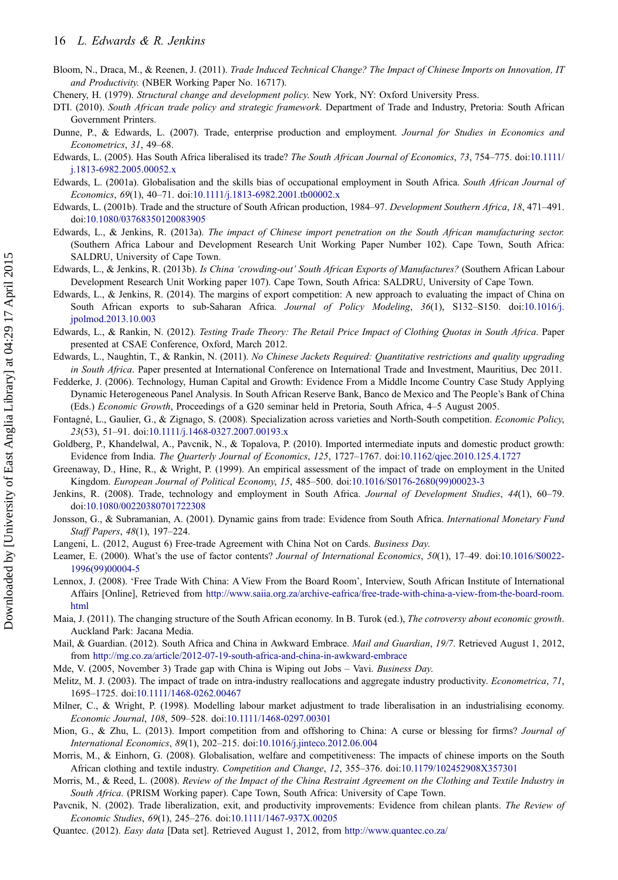Bloom, N., Draca, M., & Reenen, J. (2011). *Trade Induced Technical Change? The Impact of Chinese Imports on Innovation, IT and Productivity*. (NBER Working Paper No. 16717).

Chenery, H. (1979). *Structural change and development policy*. New York, NY: Oxford University Press.

DTI. (2010). *South African trade policy and strategic framework*. Department of Trade and Industry, Pretoria: South African Government Printers.

Dunne, P., & Edwards, L. (2007). Trade, enterprise production and employment. *Journal for Studies in Economics and Econometrics*, *31*, 49–68.

Edwards, L. (2005). Has South Africa liberalised its trade? *The South African Journal of Economics*, *73*, 754–775. doi:10.1111/j.1813-6982.2005.00052.x

Edwards, L. (2001a). Globalisation and the skills bias of occupational employment in South Africa. *South African Journal of Economics*, *69*(1), 40–71. doi:10.1111/j.1813-6982.2001.tb00002.x

Edwards, L. (2001b). Trade and the structure of South African production, 1984–97. *Development Southern Africa*, *18*, 471–491. doi:10.1080/03768350120083905

Edwards, L., & Jenkins, R. (2013a). *The impact of Chinese import penetration on the South African manufacturing sector.* (Southern Africa Labour and Development Research Unit Working Paper Number 102). Cape Town, South Africa: SALDRU, University of Cape Town.

Edwards, L., & Jenkins, R. (2013b). *Is China 'crowding-out' South African Exports of Manufactures?* (Southern African Labour Development Research Unit Working paper 107). Cape Town, South Africa: SALDRU, University of Cape Town.

Edwards, L., & Jenkins, R. (2014). The margins of export competition: A new approach to evaluating the impact of China on South African exports to sub-Saharan Africa. *Journal of Policy Modeling*, *36*(1), S132–S150. doi:10.1016/j.jpolmod.2013.10.003

Edwards, L., & Rankin, N. (2012). *Testing Trade Theory: The Retail Price Impact of Clothing Quotas in South Africa*. Paper presented at CSAE Conference, Oxford, March 2012.

Edwards, L., Naughtin, T., & Rankin, N. (2011). *No Chinese Jackets Required: Quantitative restrictions and quality upgrading in South Africa*. Paper presented at International Conference on International Trade and Investment, Mauritius, Dec 2011.

Fedderke, J. (2006). Technology, Human Capital and Growth: Evidence From a Middle Income Country Case Study Applying Dynamic Heterogeneous Panel Analysis. In South African Reserve Bank, Banco de Mexico and The People's Bank of China (Eds.) *Economic Growth*, Proceedings of a G20 seminar held in Pretoria, South Africa, 4–5 August 2005.

Fontagné, L., Gaulier, G., & Zignago, S. (2008). Specialization across varieties and North-South competition. *Economic Policy*, *23*(53), 51–91. doi:10.1111/j.1468-0327.2007.00193.x

Goldberg, P., Khandelwal, A., Pavcnik, N., & Topalova, P. (2010). Imported intermediate inputs and domestic product growth: Evidence from India. *The Quarterly Journal of Economics*, *125*, 1727–1767. doi:10.1162/qjec.2010.125.4.1727

Greenaway, D., Hine, R., & Wright, P. (1999). An empirical assessment of the impact of trade on employment in the United Kingdom. *European Journal of Political Economy*, *15*, 485–500. doi:10.1016/S0176-2680(99)00023-3

Jenkins, R. (2008). Trade, technology and employment in South Africa. *Journal of Development Studies*, *44*(1), 60–79. doi:10.1080/00220380701722308

Jonsson, G., & Subramanian, A. (2001). Dynamic gains from trade: Evidence from South Africa. *International Monetary Fund Staff Papers*, *48*(1), 197–224.

Langeni, L. (2012, August 6) Free-trade Agreement with China Not on Cards. *Business Day*.

Leamer, E. (2000). What's the use of factor contents? *Journal of International Economics*, *50*(1), 17–49. doi:10.1016/S0022-1996(99)00004-5

Lennox, J. (2008). 'Free Trade With China: A View From the Board Room', Interview, South African Institute of International Affairs [Online], Retrieved from http://www.saiia.org.za/archive-eafrica/free-trade-with-china-a-view-from-the-board-room.html

Maia, J. (2011). The changing structure of the South African economy. In B. Turok (ed.), *The cotroversy about economic growth*. Auckland Park: Jacana Media.

Mail, & Guardian. (2012). South Africa and China in Awkward Embrace. *Mail and Guardian*, *19/7*. Retrieved August 1, 2012, from http://mg.co.za/article/2012-07-19-south-africa-and-china-in-awkward-embrace

Mde, V. (2005, November 3) Trade gap with China is Wiping out Jobs – Vavi. *Business Day*.

Melitz, M. J. (2003). The impact of trade on intra-industry reallocations and aggregate industry productivity. *Econometrica*, *71*, 1695–1725. doi:10.1111/1468-0262.00467

Milner, C., & Wright, P. (1998). Modelling labour market adjustment to trade liberalisation in an industrialising economy. *Economic Journal*, *108*, 509–528. doi:10.1111/1468-0297.00301

Mion, G., & Zhu, L. (2013). Import competition from and offshoring to China: A curse or blessing for firms? *Journal of International Economics*, *89*(1), 202–215. doi:10.1016/j.jinteco.2012.06.004

Morris, M., & Einhorn, G. (2008). Globalisation, welfare and competitiveness: The impacts of chinese imports on the South African clothing and textile industry. *Competition and Change*, *12*, 355–376. doi:10.1179/102452908X357301

Morris, M., & Reed, L. (2008). *Review of the Impact of the China Restraint Agreement on the Clothing and Textile Industry in South Africa*. (PRISM Working paper). Cape Town, South Africa: University of Cape Town.

Pavcnik, N. (2002). Trade liberalization, exit, and productivity improvements: Evidence from chilean plants. *The Review of Economic Studies*, *69*(1), 245–276. doi:10.1111/1467-937X.00205

Quantec. (2012). *Easy data* [Data set]. Retrieved August 1, 2012, from http://www.quantec.co.za/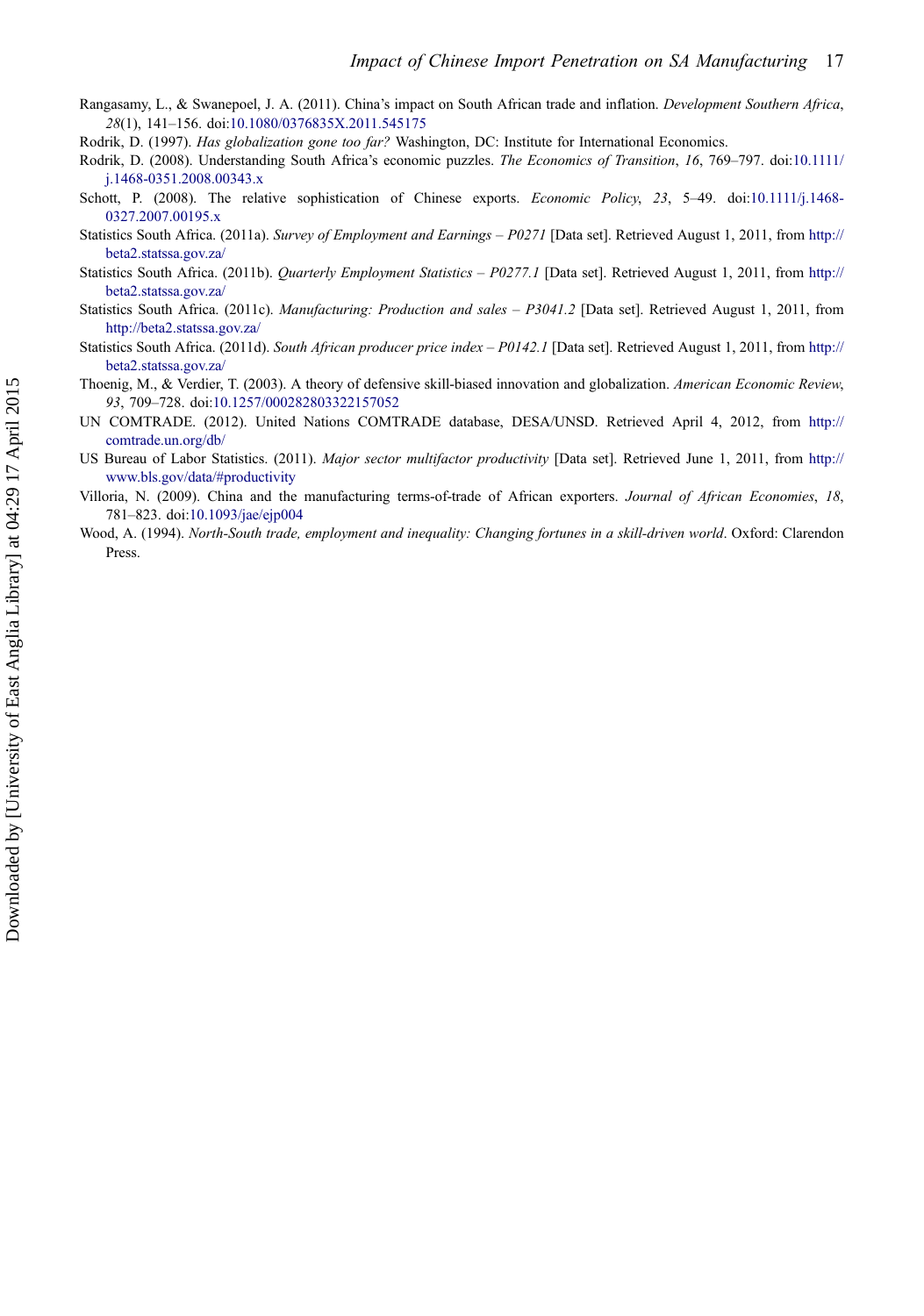Rangasamy, L., & Swanepoel, J. A. (2011). China's impact on South African trade and inflation. *Development Southern Africa*, *28*(1), 141–156. doi:10.1080/0376835X.2011.545175

Rodrik, D. (1997). *Has globalization gone too far?* Washington, DC: Institute for International Economics.

Rodrik, D. (2008). Understanding South Africa's economic puzzles. *The Economics of Transition*, *16*, 769–797. doi:10.1111/j.1468-0351.2008.00343.x

Schott, P. (2008). The relative sophistication of Chinese exports. *Economic Policy*, *23*, 5–49. doi:10.1111/j.1468-0327.2007.00195.x

Statistics South Africa. (2011a). *Survey of Employment and Earnings – P0271* [Data set]. Retrieved August 1, 2011, from http://beta2.statssa.gov.za/

Statistics South Africa. (2011b). *Quarterly Employment Statistics – P0277.1* [Data set]. Retrieved August 1, 2011, from http://beta2.statssa.gov.za/

Statistics South Africa. (2011c). *Manufacturing: Production and sales – P3041.2* [Data set]. Retrieved August 1, 2011, from http://beta2.statssa.gov.za/

Statistics South Africa. (2011d). *South African producer price index – P0142.1* [Data set]. Retrieved August 1, 2011, from http://beta2.statssa.gov.za/

Thoenig, M., & Verdier, T. (2003). A theory of defensive skill-biased innovation and globalization. *American Economic Review*, *93*, 709–728. doi:10.1257/000282803322157052

UN COMTRADE. (2012). United Nations COMTRADE database, DESA/UNSD. Retrieved April 4, 2012, from http://comtrade.un.org/db/

US Bureau of Labor Statistics. (2011). *Major sector multifactor productivity* [Data set]. Retrieved June 1, 2011, from http://www.bls.gov/data/#productivity

Villoria, N. (2009). China and the manufacturing terms-of-trade of African exporters. *Journal of African Economies*, *18*, 781–823. doi:10.1093/jae/ejp004

Wood, A. (1994). *North-South trade, employment and inequality: Changing fortunes in a skill-driven world*. Oxford: Clarendon Press.